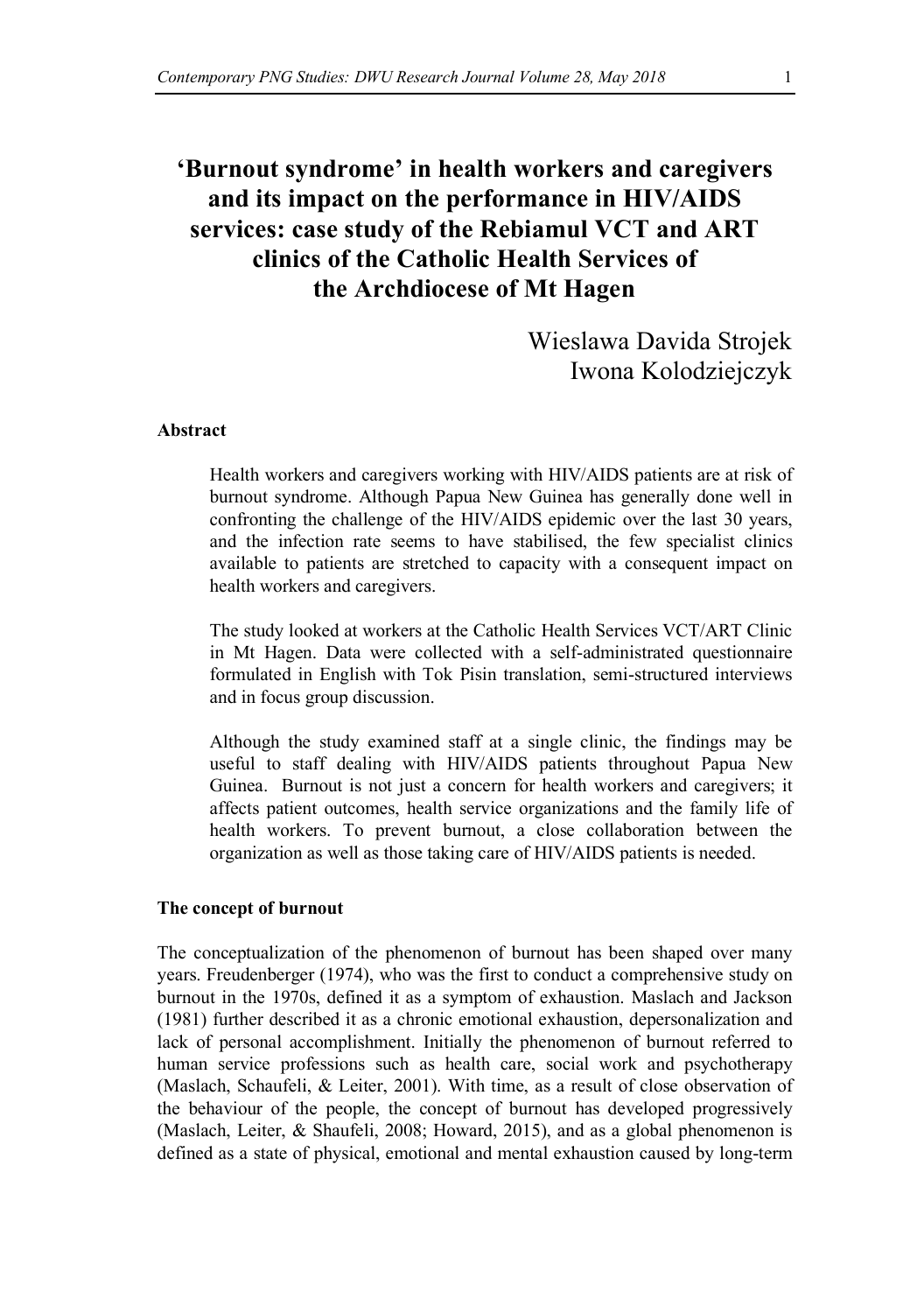# 'Burnout syndrome' in health workers and caregivers and its impact on the performance in HIV/AIDS services: case study of the Rebiamul VCT and ART clinics of the Catholic Health Services of the Archdiocese of Mt Hagen

Wieslawa Davida Strojek
Iwona Kolodziejczyk

## Abstract

Health workers and caregivers working with HIV/AIDS patients are at risk of burnout syndrome. Although Papua New Guinea has generally done well in confronting the challenge of the HIV/AIDS epidemic over the last 30 years, and the infection rate seems to have stabilised, the few specialist clinics available to patients are stretched to capacity with a consequent impact on health workers and caregivers.

The study looked at workers at the Catholic Health Services VCT/ART Clinic in Mt Hagen. Data were collected with a self-administrated questionnaire formulated in English with Tok Pisin translation, semi-structured interviews and in focus group discussion.

Although the study examined staff at a single clinic, the findings may be useful to staff dealing with HIV/AIDS patients throughout Papua New Guinea. Burnout is not just a concern for health workers and caregivers; it affects patient outcomes, health service organizations and the family life of health workers. To prevent burnout, a close collaboration between the organization as well as those taking care of HIV/AIDS patients is needed.

## The concept of burnout

The conceptualization of the phenomenon of burnout has been shaped over many years. Freudenberger (1974), who was the first to conduct a comprehensive study on burnout in the 1970s, defined it as a symptom of exhaustion. Maslach and Jackson (1981) further described it as a chronic emotional exhaustion, depersonalization and lack of personal accomplishment. Initially the phenomenon of burnout referred to human service professions such as health care, social work and psychotherapy (Maslach, Schaufeli, & Leiter, 2001). With time, as a result of close observation of the behaviour of the people, the concept of burnout has developed progressively (Maslach, Leiter, & Shaufeli, 2008; Howard, 2015), and as a global phenomenon is defined as a state of physical, emotional and mental exhaustion caused by long-term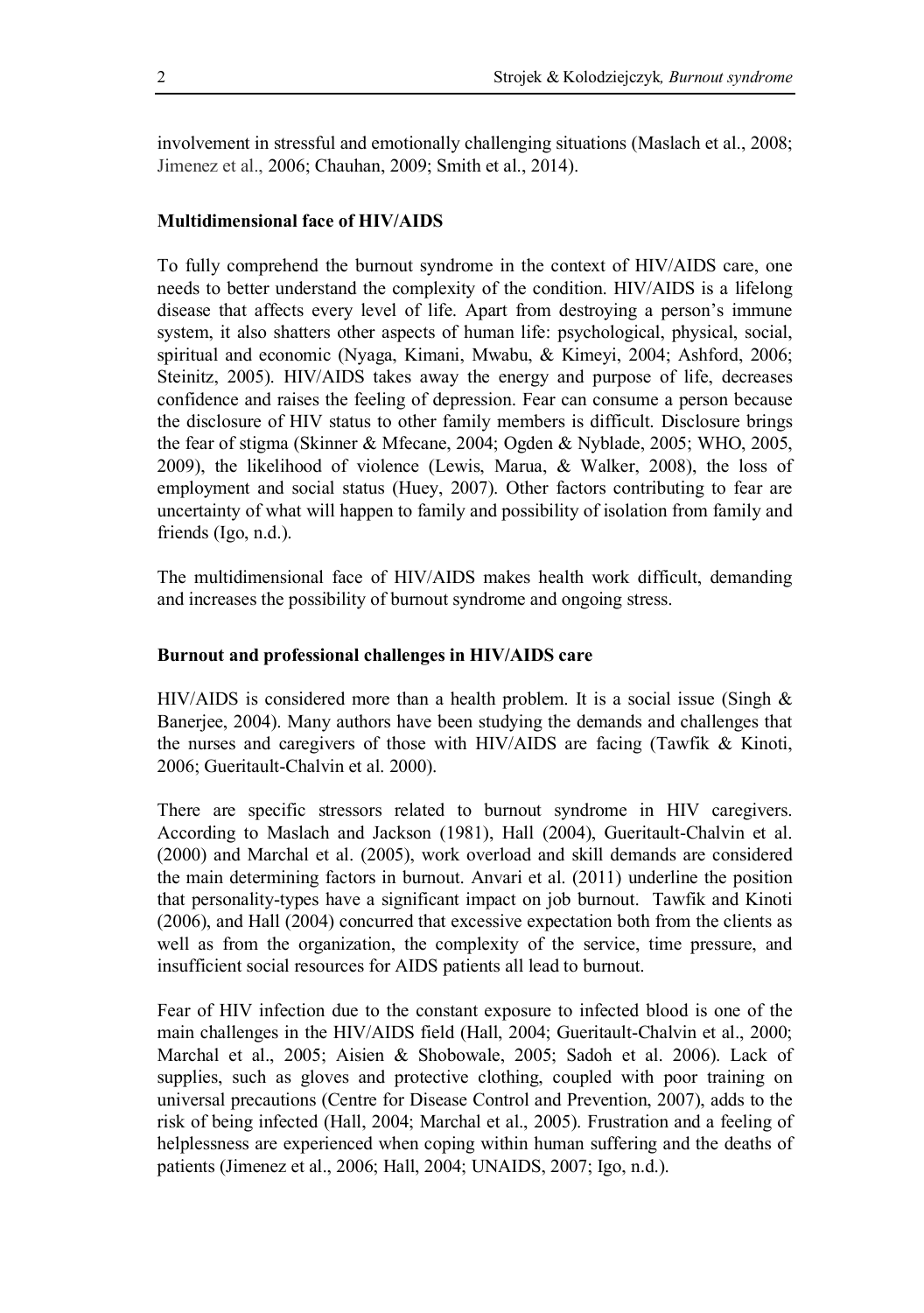involvement in stressful and emotionally challenging situations (Maslach et al., 2008; Jimenez et al., 2006; Chauhan, 2009; Smith et al., 2014).

## Multidimensional face of HIV/AIDS

To fully comprehend the burnout syndrome in the context of HIV/AIDS care, one needs to better understand the complexity of the condition. HIV/AIDS is a lifelong disease that affects every level of life. Apart from destroying a person's immune system, it also shatters other aspects of human life: psychological, physical, social, spiritual and economic (Nyaga, Kimani, Mwabu, & Kimeyi, 2004; Ashford, 2006; Steinitz, 2005). HIV/AIDS takes away the energy and purpose of life, decreases confidence and raises the feeling of depression. Fear can consume a person because the disclosure of HIV status to other family members is difficult. Disclosure brings the fear of stigma (Skinner & Mfecane, 2004; Ogden & Nyblade, 2005; WHO, 2005, 2009), the likelihood of violence (Lewis, Marua, & Walker, 2008), the loss of employment and social status (Huey, 2007). Other factors contributing to fear are uncertainty of what will happen to family and possibility of isolation from family and friends (Igo, n.d.).

The multidimensional face of HIV/AIDS makes health work difficult, demanding and increases the possibility of burnout syndrome and ongoing stress.

## Burnout and professional challenges in HIV/AIDS care

HIV/AIDS is considered more than a health problem. It is a social issue (Singh & Banerjee, 2004). Many authors have been studying the demands and challenges that the nurses and caregivers of those with HIV/AIDS are facing (Tawfik & Kinoti, 2006; Gueritault-Chalvin et al. 2000).

There are specific stressors related to burnout syndrome in HIV caregivers. According to Maslach and Jackson (1981), Hall (2004), Gueritault-Chalvin et al. (2000) and Marchal et al. (2005), work overload and skill demands are considered the main determining factors in burnout. Anvari et al. (2011) underline the position that personality-types have a significant impact on job burnout. Tawfik and Kinoti (2006), and Hall (2004) concurred that excessive expectation both from the clients as well as from the organization, the complexity of the service, time pressure, and insufficient social resources for AIDS patients all lead to burnout.

Fear of HIV infection due to the constant exposure to infected blood is one of the main challenges in the HIV/AIDS field (Hall, 2004; Gueritault-Chalvin et al., 2000; Marchal et al., 2005; Aisien & Shobowale, 2005; Sadoh et al. 2006). Lack of supplies, such as gloves and protective clothing, coupled with poor training on universal precautions (Centre for Disease Control and Prevention, 2007), adds to the risk of being infected (Hall, 2004; Marchal et al., 2005). Frustration and a feeling of helplessness are experienced when coping within human suffering and the deaths of patients (Jimenez et al., 2006; Hall, 2004; UNAIDS, 2007; Igo, n.d.).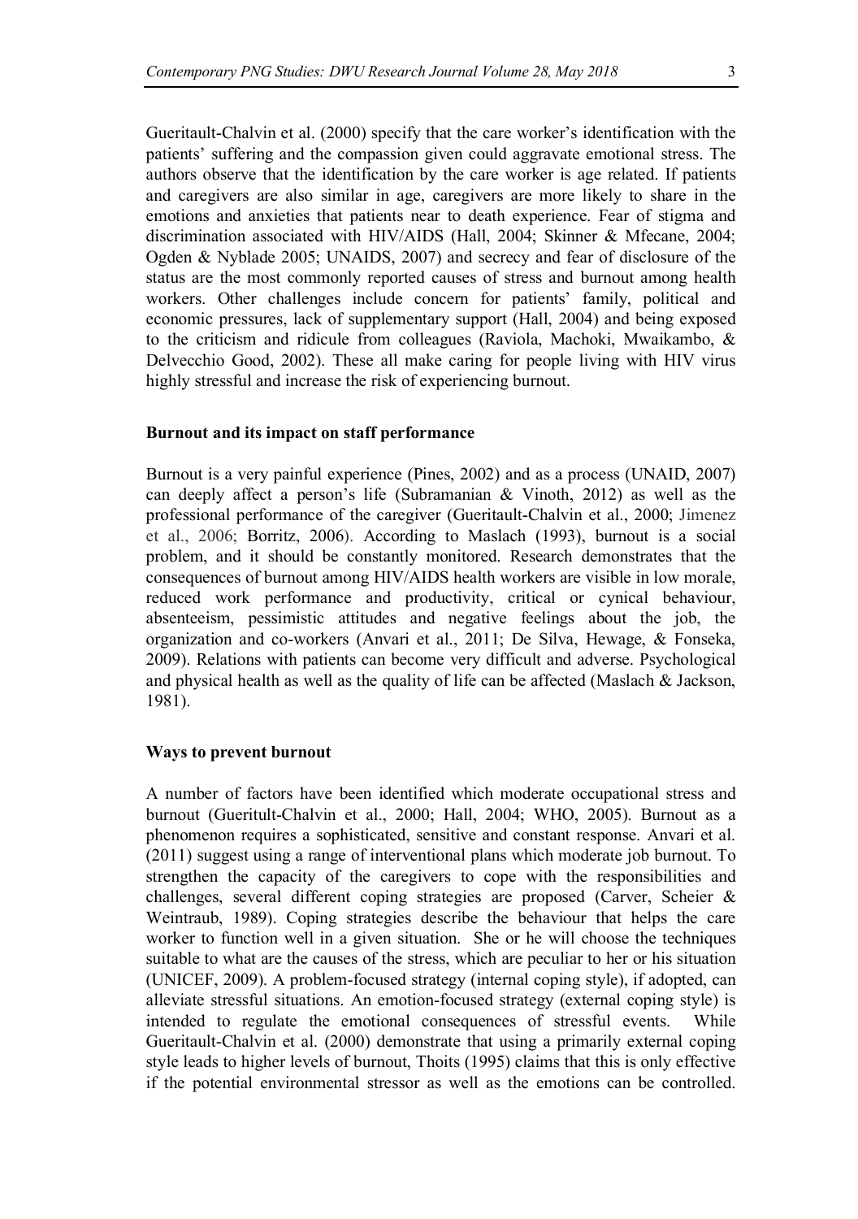Gueritault-Chalvin et al. (2000) specify that the care worker's identification with the patients' suffering and the compassion given could aggravate emotional stress. The authors observe that the identification by the care worker is age related. If patients and caregivers are also similar in age, caregivers are more likely to share in the emotions and anxieties that patients near to death experience. Fear of stigma and discrimination associated with HIV/AIDS (Hall, 2004; Skinner & Mfecane, 2004; Ogden & Nyblade 2005; UNAIDS, 2007) and secrecy and fear of disclosure of the status are the most commonly reported causes of stress and burnout among health workers. Other challenges include concern for patients' family, political and economic pressures, lack of supplementary support (Hall, 2004) and being exposed to the criticism and ridicule from colleagues (Raviola, Machoki, Mwaikambo, & Delvecchio Good, 2002). These all make caring for people living with HIV virus highly stressful and increase the risk of experiencing burnout.

**Burnout and its impact on staff performance**

Burnout is a very painful experience (Pines, 2002) and as a process (UNAID, 2007) can deeply affect a person's life (Subramanian & Vinoth, 2012) as well as the professional performance of the caregiver (Gueritault-Chalvin et al., 2000; Jimenez et al., 2006; Borritz, 2006). According to Maslach (1993), burnout is a social problem, and it should be constantly monitored. Research demonstrates that the consequences of burnout among HIV/AIDS health workers are visible in low morale, reduced work performance and productivity, critical or cynical behaviour, absenteeism, pessimistic attitudes and negative feelings about the job, the organization and co-workers (Anvari et al., 2011; De Silva, Hewage, & Fonseka, 2009). Relations with patients can become very difficult and adverse. Psychological and physical health as well as the quality of life can be affected (Maslach & Jackson, 1981).

**Ways to prevent burnout**

A number of factors have been identified which moderate occupational stress and burnout (Gueritult-Chalvin et al., 2000; Hall, 2004; WHO, 2005). Burnout as a phenomenon requires a sophisticated, sensitive and constant response. Anvari et al. (2011) suggest using a range of interventional plans which moderate job burnout. To strengthen the capacity of the caregivers to cope with the responsibilities and challenges, several different coping strategies are proposed (Carver, Scheier & Weintraub, 1989). Coping strategies describe the behaviour that helps the care worker to function well in a given situation. She or he will choose the techniques suitable to what are the causes of the stress, which are peculiar to her or his situation (UNICEF, 2009). A problem-focused strategy (internal coping style), if adopted, can alleviate stressful situations. An emotion-focused strategy (external coping style) is intended to regulate the emotional consequences of stressful events. While Gueritault-Chalvin et al. (2000) demonstrate that using a primarily external coping style leads to higher levels of burnout, Thoits (1995) claims that this is only effective if the potential environmental stressor as well as the emotions can be controlled.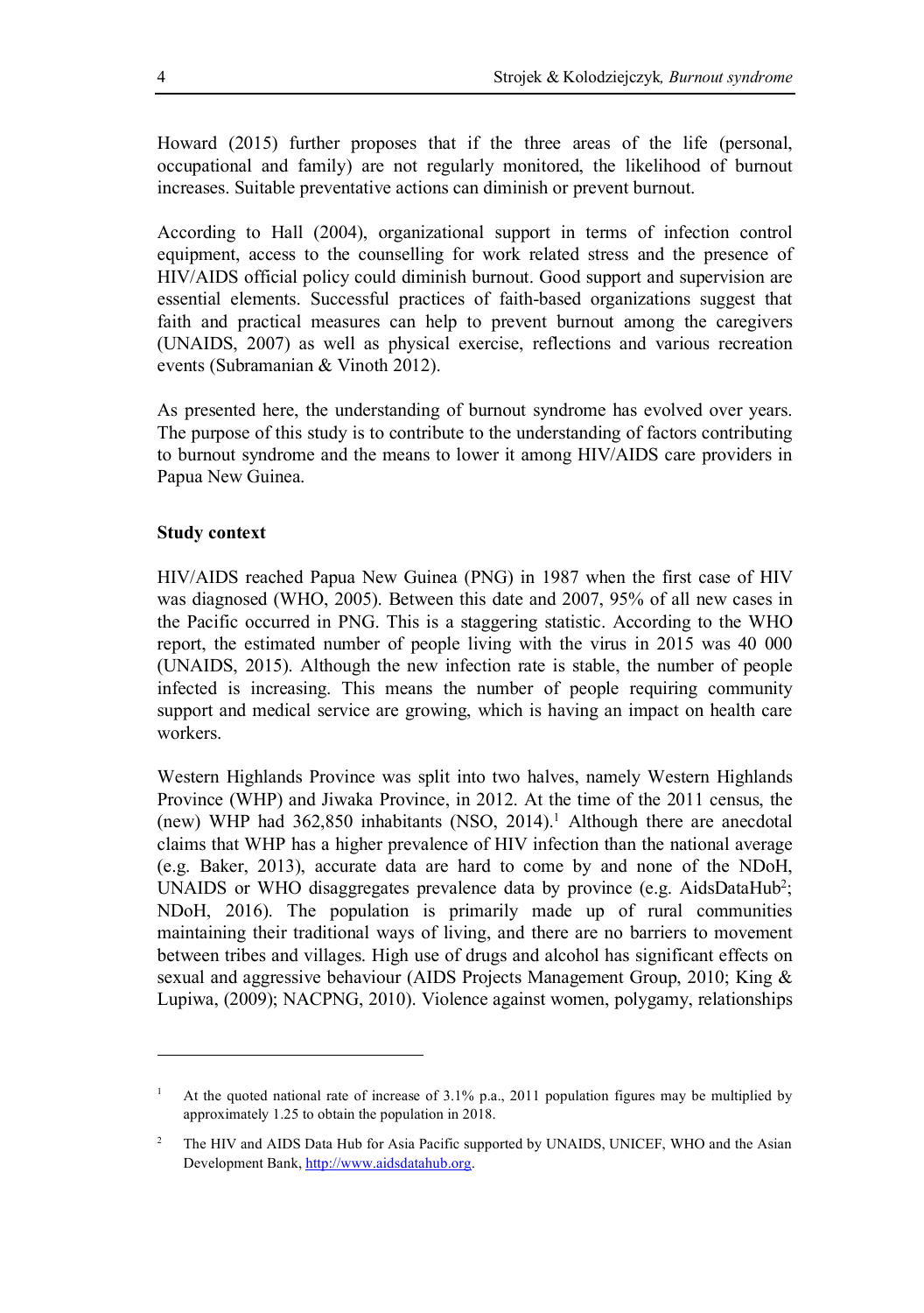Howard (2015) further proposes that if the three areas of the life (personal, occupational and family) are not regularly monitored, the likelihood of burnout increases. Suitable preventative actions can diminish or prevent burnout.

According to Hall (2004), organizational support in terms of infection control equipment, access to the counselling for work related stress and the presence of HIV/AIDS official policy could diminish burnout. Good support and supervision are essential elements. Successful practices of faith-based organizations suggest that faith and practical measures can help to prevent burnout among the caregivers (UNAIDS, 2007) as well as physical exercise, reflections and various recreation events (Subramanian & Vinoth 2012).

As presented here, the understanding of burnout syndrome has evolved over years. The purpose of this study is to contribute to the understanding of factors contributing to burnout syndrome and the means to lower it among HIV/AIDS care providers in Papua New Guinea.

**Study context**

HIV/AIDS reached Papua New Guinea (PNG) in 1987 when the first case of HIV was diagnosed (WHO, 2005). Between this date and 2007, 95% of all new cases in the Pacific occurred in PNG. This is a staggering statistic. According to the WHO report, the estimated number of people living with the virus in 2015 was 40 000 (UNAIDS, 2015). Although the new infection rate is stable, the number of people infected is increasing. This means the number of people requiring community support and medical service are growing, which is having an impact on health care workers.

Western Highlands Province was split into two halves, namely Western Highlands Province (WHP) and Jiwaka Province, in 2012. At the time of the 2011 census, the (new) WHP had 362,850 inhabitants (NSO, 2014).[1] Although there are anecdotal claims that WHP has a higher prevalence of HIV infection than the national average (e.g. Baker, 2013), accurate data are hard to come by and none of the NDoH, UNAIDS or WHO disaggregates prevalence data by province (e.g. AidsDataHub[2]; NDoH, 2016). The population is primarily made up of rural communities maintaining their traditional ways of living, and there are no barriers to movement between tribes and villages. High use of drugs and alcohol has significant effects on sexual and aggressive behaviour (AIDS Projects Management Group, 2010; King & Lupiwa, (2009); NACPNG, 2010). Violence against women, polygamy, relationships

---

[1] At the quoted national rate of increase of 3.1% p.a., 2011 population figures may be multiplied by approximately 1.25 to obtain the population in 2018.

[2] The HIV and AIDS Data Hub for Asia Pacific supported by UNAIDS, UNICEF, WHO and the Asian Development Bank, http://www.aidsdatahub.org.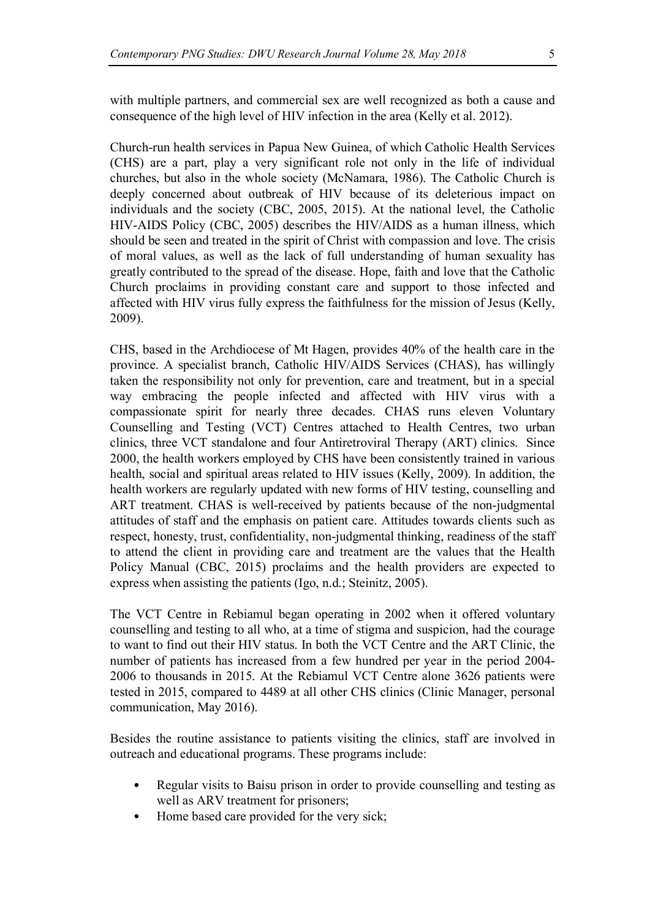with multiple partners, and commercial sex are well recognized as both a cause and consequence of the high level of HIV infection in the area (Kelly et al. 2012).

Church-run health services in Papua New Guinea, of which Catholic Health Services (CHS) are a part, play a very significant role not only in the life of individual churches, but also in the whole society (McNamara, 1986). The Catholic Church is deeply concerned about outbreak of HIV because of its deleterious impact on individuals and the society (CBC, 2005, 2015). At the national level, the Catholic HIV-AIDS Policy (CBC, 2005) describes the HIV/AIDS as a human illness, which should be seen and treated in the spirit of Christ with compassion and love. The crisis of moral values, as well as the lack of full understanding of human sexuality has greatly contributed to the spread of the disease. Hope, faith and love that the Catholic Church proclaims in providing constant care and support to those infected and affected with HIV virus fully express the faithfulness for the mission of Jesus (Kelly, 2009).

CHS, based in the Archdiocese of Mt Hagen, provides 40% of the health care in the province. A specialist branch, Catholic HIV/AIDS Services (CHAS), has willingly taken the responsibility not only for prevention, care and treatment, but in a special way embracing the people infected and affected with HIV virus with a compassionate spirit for nearly three decades. CHAS runs eleven Voluntary Counselling and Testing (VCT) Centres attached to Health Centres, two urban clinics, three VCT standalone and four Antiretroviral Therapy (ART) clinics. Since 2000, the health workers employed by CHS have been consistently trained in various health, social and spiritual areas related to HIV issues (Kelly, 2009). In addition, the health workers are regularly updated with new forms of HIV testing, counselling and ART treatment. CHAS is well-received by patients because of the non-judgmental attitudes of staff and the emphasis on patient care. Attitudes towards clients such as respect, honesty, trust, confidentiality, non-judgmental thinking, readiness of the staff to attend the client in providing care and treatment are the values that the Health Policy Manual (CBC, 2015) proclaims and the health providers are expected to express when assisting the patients (Igo, n.d.; Steinitz, 2005).

The VCT Centre in Rebiamul began operating in 2002 when it offered voluntary counselling and testing to all who, at a time of stigma and suspicion, had the courage to want to find out their HIV status. In both the VCT Centre and the ART Clinic, the number of patients has increased from a few hundred per year in the period 2004-2006 to thousands in 2015. At the Rebiamul VCT Centre alone 3626 patients were tested in 2015, compared to 4489 at all other CHS clinics (Clinic Manager, personal communication, May 2016).

Besides the routine assistance to patients visiting the clinics, staff are involved in outreach and educational programs. These programs include:

- Regular visits to Baisu prison in order to provide counselling and testing as well as ARV treatment for prisoners;
- Home based care provided for the very sick;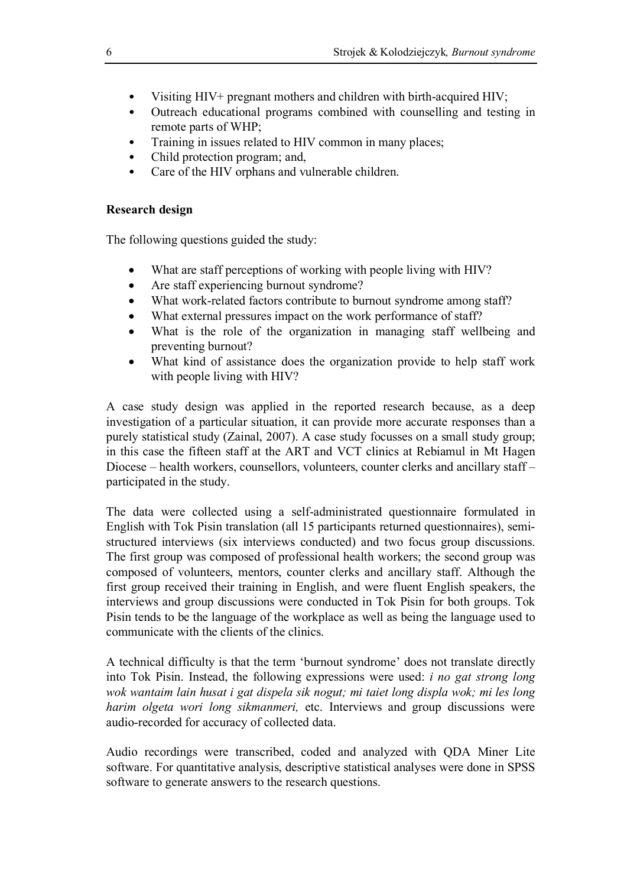- Visiting HIV+ pregnant mothers and children with birth-acquired HIV;
- Outreach educational programs combined with counselling and testing in remote parts of WHP;
- Training in issues related to HIV common in many places;
- Child protection program; and,
- Care of the HIV orphans and vulnerable children.

**Research design**

The following questions guided the study:

- What are staff perceptions of working with people living with HIV?
- Are staff experiencing burnout syndrome?
- What work-related factors contribute to burnout syndrome among staff?
- What external pressures impact on the work performance of staff?
- What is the role of the organization in managing staff wellbeing and preventing burnout?
- What kind of assistance does the organization provide to help staff work with people living with HIV?

A case study design was applied in the reported research because, as a deep investigation of a particular situation, it can provide more accurate responses than a purely statistical study (Zainal, 2007). A case study focusses on a small study group; in this case the fifteen staff at the ART and VCT clinics at Rebiamul in Mt Hagen Diocese – health workers, counsellors, volunteers, counter clerks and ancillary staff – participated in the study.

The data were collected using a self-administrated questionnaire formulated in English with Tok Pisin translation (all 15 participants returned questionnaires), semi-structured interviews (six interviews conducted) and two focus group discussions. The first group was composed of professional health workers; the second group was composed of volunteers, mentors, counter clerks and ancillary staff. Although the first group received their training in English, and were fluent English speakers, the interviews and group discussions were conducted in Tok Pisin for both groups. Tok Pisin tends to be the language of the workplace as well as being the language used to communicate with the clients of the clinics.

A technical difficulty is that the term 'burnout syndrome' does not translate directly into Tok Pisin. Instead, the following expressions were used: *i no gat strong long wok wantaim lain husat i gat dispela sik nogut; mi taiet long displa wok; mi les long harim olgeta wori long sikmanmeri,* etc. Interviews and group discussions were audio-recorded for accuracy of collected data.

Audio recordings were transcribed, coded and analyzed with QDA Miner Lite software. For quantitative analysis, descriptive statistical analyses were done in SPSS software to generate answers to the research questions.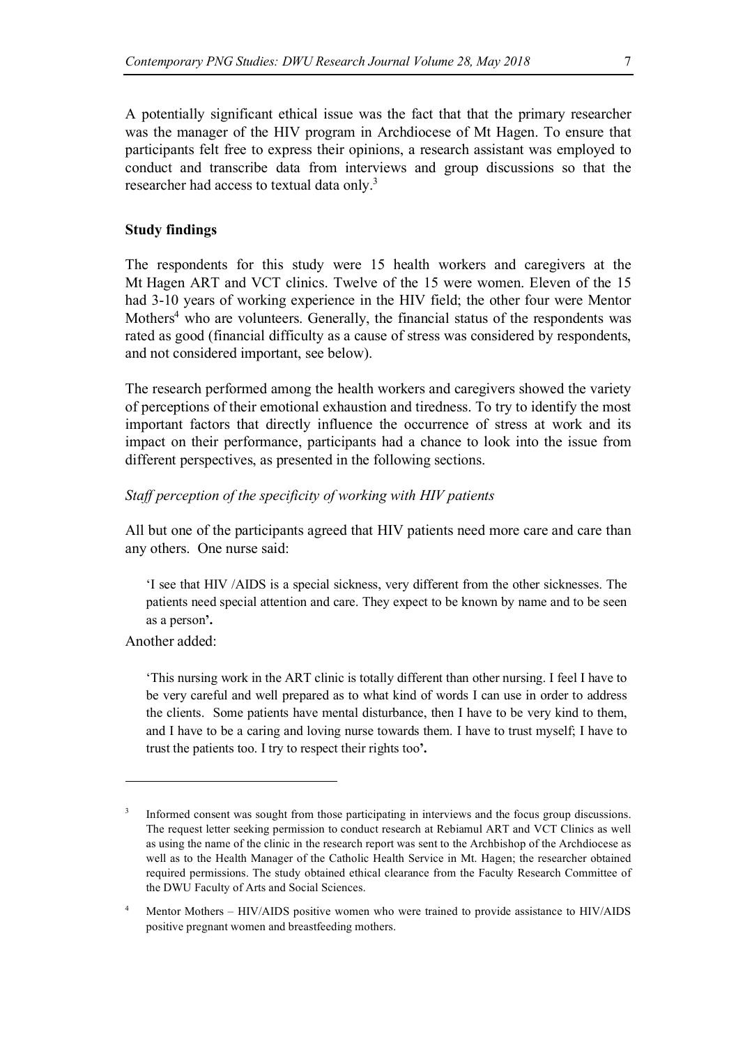A potentially significant ethical issue was the fact that that the primary researcher was the manager of the HIV program in Archdiocese of Mt Hagen. To ensure that participants felt free to express their opinions, a research assistant was employed to conduct and transcribe data from interviews and group discussions so that the researcher had access to textual data only.[3]

## Study findings

The respondents for this study were 15 health workers and caregivers at the Mt Hagen ART and VCT clinics. Twelve of the 15 were women. Eleven of the 15 had 3-10 years of working experience in the HIV field; the other four were Mentor Mothers[4] who are volunteers. Generally, the financial status of the respondents was rated as good (financial difficulty as a cause of stress was considered by respondents, and not considered important, see below).

The research performed among the health workers and caregivers showed the variety of perceptions of their emotional exhaustion and tiredness. To try to identify the most important factors that directly influence the occurrence of stress at work and its impact on their performance, participants had a chance to look into the issue from different perspectives, as presented in the following sections.

### *Staff perception of the specificity of working with HIV patients*

All but one of the participants agreed that HIV patients need more care and care than any others. One nurse said:

> 'I see that HIV /AIDS is a special sickness, very different from the other sicknesses. The patients need special attention and care. They expect to be known by name and to be seen as a person**'.**

Another added:

> 'This nursing work in the ART clinic is totally different than other nursing. I feel I have to be very careful and well prepared as to what kind of words I can use in order to address the clients. Some patients have mental disturbance, then I have to be very kind to them, and I have to be a caring and loving nurse towards them. I have to trust myself; I have to trust the patients too. I try to respect their rights too**'.**

---

[3] Informed consent was sought from those participating in interviews and the focus group discussions. The request letter seeking permission to conduct research at Rebiamul ART and VCT Clinics as well as using the name of the clinic in the research report was sent to the Archbishop of the Archdiocese as well as to the Health Manager of the Catholic Health Service in Mt. Hagen; the researcher obtained required permissions. The study obtained ethical clearance from the Faculty Research Committee of the DWU Faculty of Arts and Social Sciences.

[4] Mentor Mothers – HIV/AIDS positive women who were trained to provide assistance to HIV/AIDS positive pregnant women and breastfeeding mothers.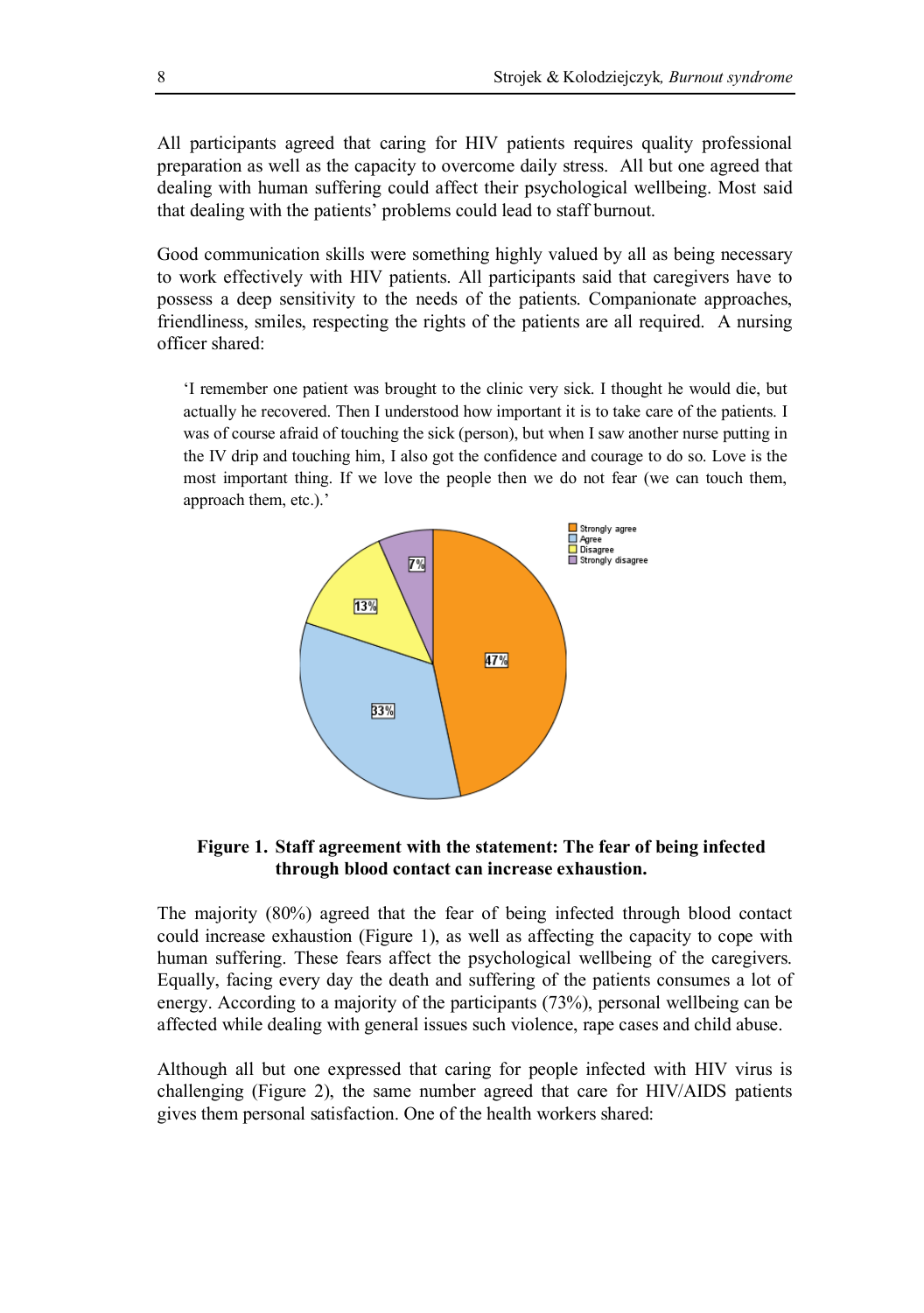All participants agreed that caring for HIV patients requires quality professional preparation as well as the capacity to overcome daily stress. All but one agreed that dealing with human suffering could affect their psychological wellbeing. Most said that dealing with the patients' problems could lead to staff burnout.

Good communication skills were something highly valued by all as being necessary to work effectively with HIV patients. All participants said that caregivers have to possess a deep sensitivity to the needs of the patients. Companionate approaches, friendliness, smiles, respecting the rights of the patients are all required. A nursing officer shared:

> 'I remember one patient was brought to the clinic very sick. I thought he would die, but actually he recovered. Then I understood how important it is to take care of the patients. I was of course afraid of touching the sick (person), but when I saw another nurse putting in the IV drip and touching him, I also got the confidence and courage to do so. Love is the most important thing. If we love the people then we do not fear (we can touch them, approach them, etc.).'

**Figure 1. Staff agreement with the statement: The fear of being infected through blood contact can increase exhaustion.**

The majority (80%) agreed that the fear of being infected through blood contact could increase exhaustion (Figure 1), as well as affecting the capacity to cope with human suffering. These fears affect the psychological wellbeing of the caregivers. Equally, facing every day the death and suffering of the patients consumes a lot of energy. According to a majority of the participants (73%), personal wellbeing can be affected while dealing with general issues such violence, rape cases and child abuse.

Although all but one expressed that caring for people infected with HIV virus is challenging (Figure 2), the same number agreed that care for HIV/AIDS patients gives them personal satisfaction. One of the health workers shared: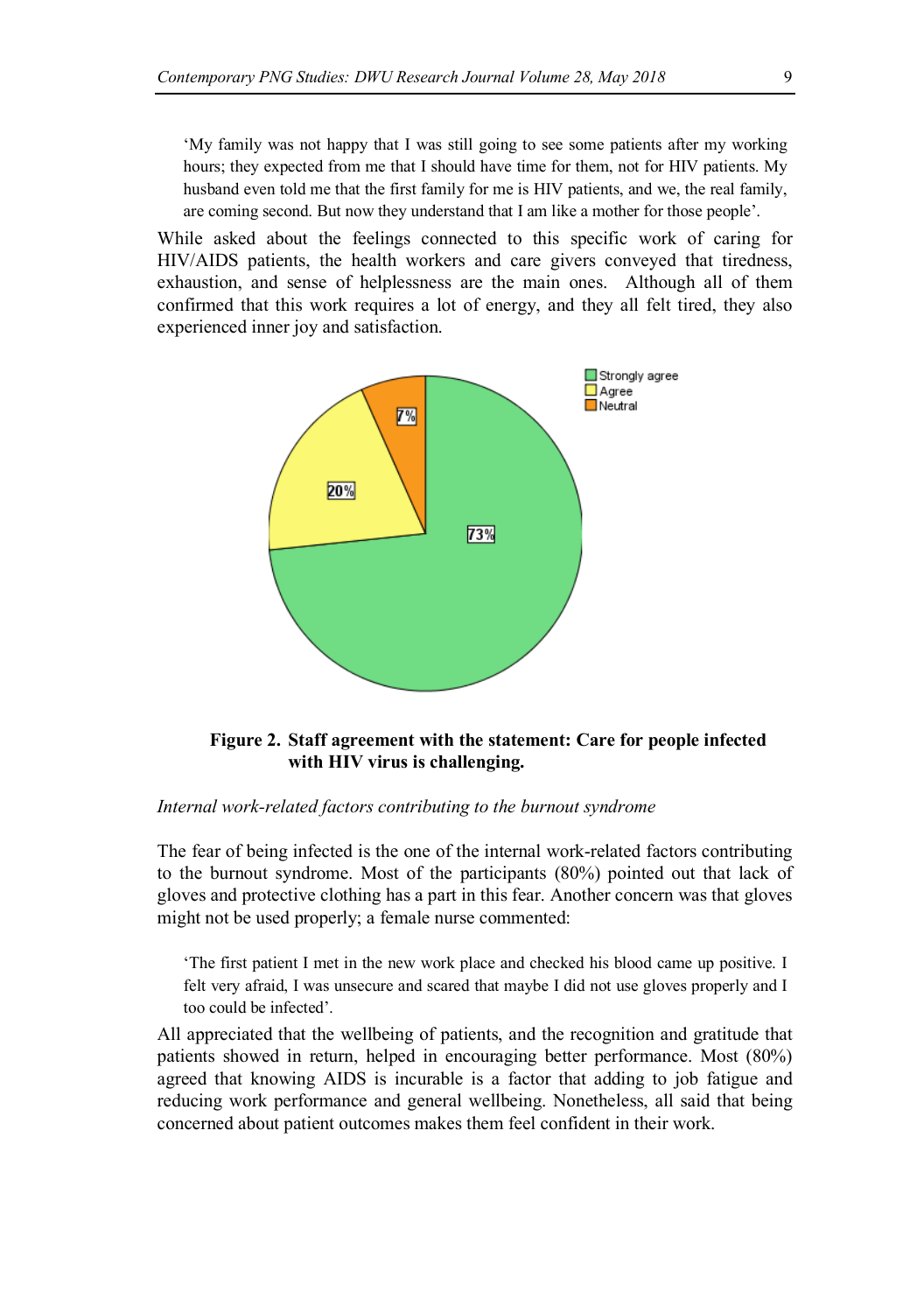> 'My family was not happy that I was still going to see some patients after my working hours; they expected from me that I should have time for them, not for HIV patients. My husband even told me that the first family for me is HIV patients, and we, the real family, are coming second. But now they understand that I am like a mother for those people'.

While asked about the feelings connected to this specific work of caring for HIV/AIDS patients, the health workers and care givers conveyed that tiredness, exhaustion, and sense of helplessness are the main ones. Although all of them confirmed that this work requires a lot of energy, and they all felt tired, they also experienced inner joy and satisfaction.

**Figure 2. Staff agreement with the statement: Care for people infected with HIV virus is challenging.**

*Internal work-related factors contributing to the burnout syndrome*

The fear of being infected is the one of the internal work-related factors contributing to the burnout syndrome. Most of the participants (80%) pointed out that lack of gloves and protective clothing has a part in this fear. Another concern was that gloves might not be used properly; a female nurse commented:

> 'The first patient I met in the new work place and checked his blood came up positive. I felt very afraid, I was unsecure and scared that maybe I did not use gloves properly and I too could be infected'.

All appreciated that the wellbeing of patients, and the recognition and gratitude that patients showed in return, helped in encouraging better performance. Most (80%) agreed that knowing AIDS is incurable is a factor that adding to job fatigue and reducing work performance and general wellbeing. Nonetheless, all said that being concerned about patient outcomes makes them feel confident in their work.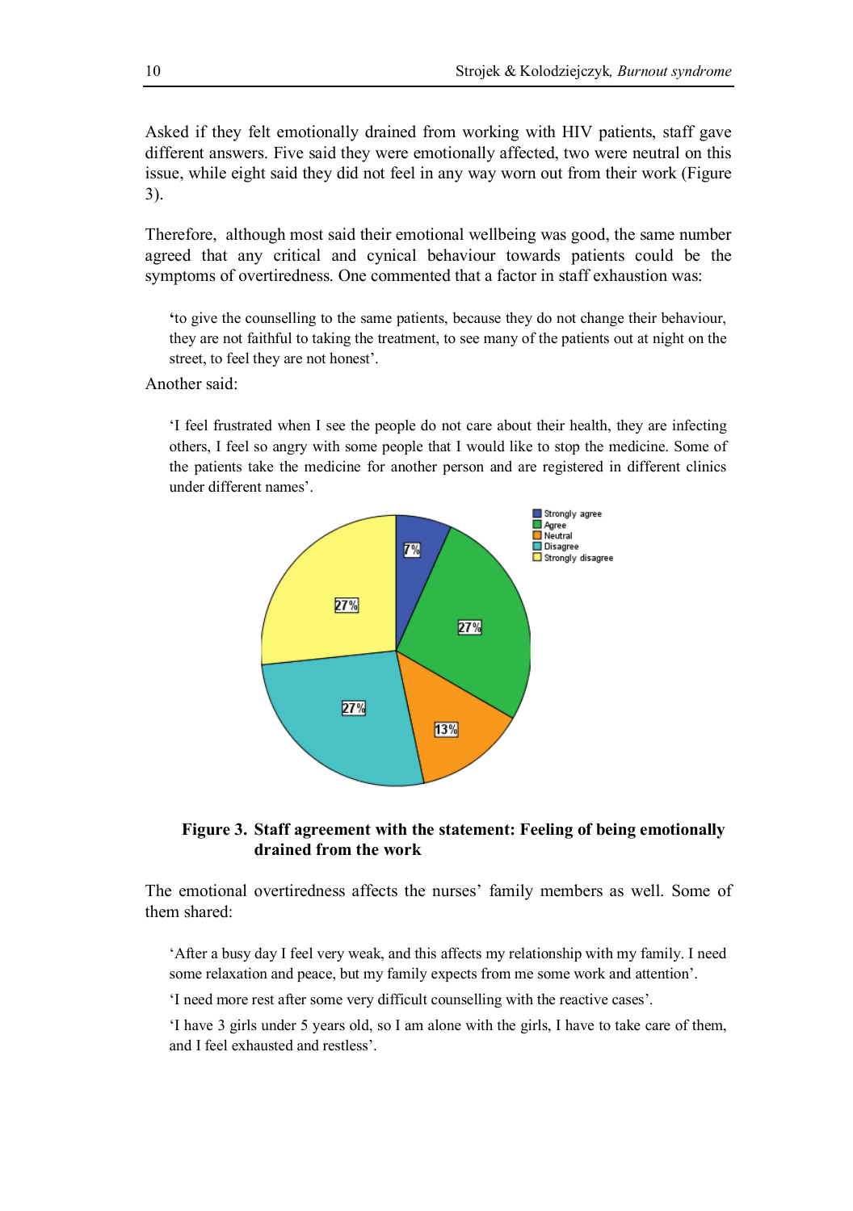Asked if they felt emotionally drained from working with HIV patients, staff gave different answers. Five said they were emotionally affected, two were neutral on this issue, while eight said they did not feel in any way worn out from their work (Figure 3).

Therefore, although most said their emotional wellbeing was good, the same number agreed that any critical and cynical behaviour towards patients could be the symptoms of overtiredness. One commented that a factor in staff exhaustion was:

> 'to give the counselling to the same patients, because they do not change their behaviour, they are not faithful to taking the treatment, to see many of the patients out at night on the street, to feel they are not honest'.

Another said:

> 'I feel frustrated when I see the people do not care about their health, they are infecting others, I feel so angry with some people that I would like to stop the medicine. Some of the patients take the medicine for another person and are registered in different clinics under different names'.

**Figure 3. Staff agreement with the statement: Feeling of being emotionally drained from the work**

The emotional overtiredness affects the nurses' family members as well. Some of them shared:

> 'After a busy day I feel very weak, and this affects my relationship with my family. I need some relaxation and peace, but my family expects from me some work and attention'.
>
> 'I need more rest after some very difficult counselling with the reactive cases'.
>
> 'I have 3 girls under 5 years old, so I am alone with the girls, I have to take care of them, and I feel exhausted and restless'.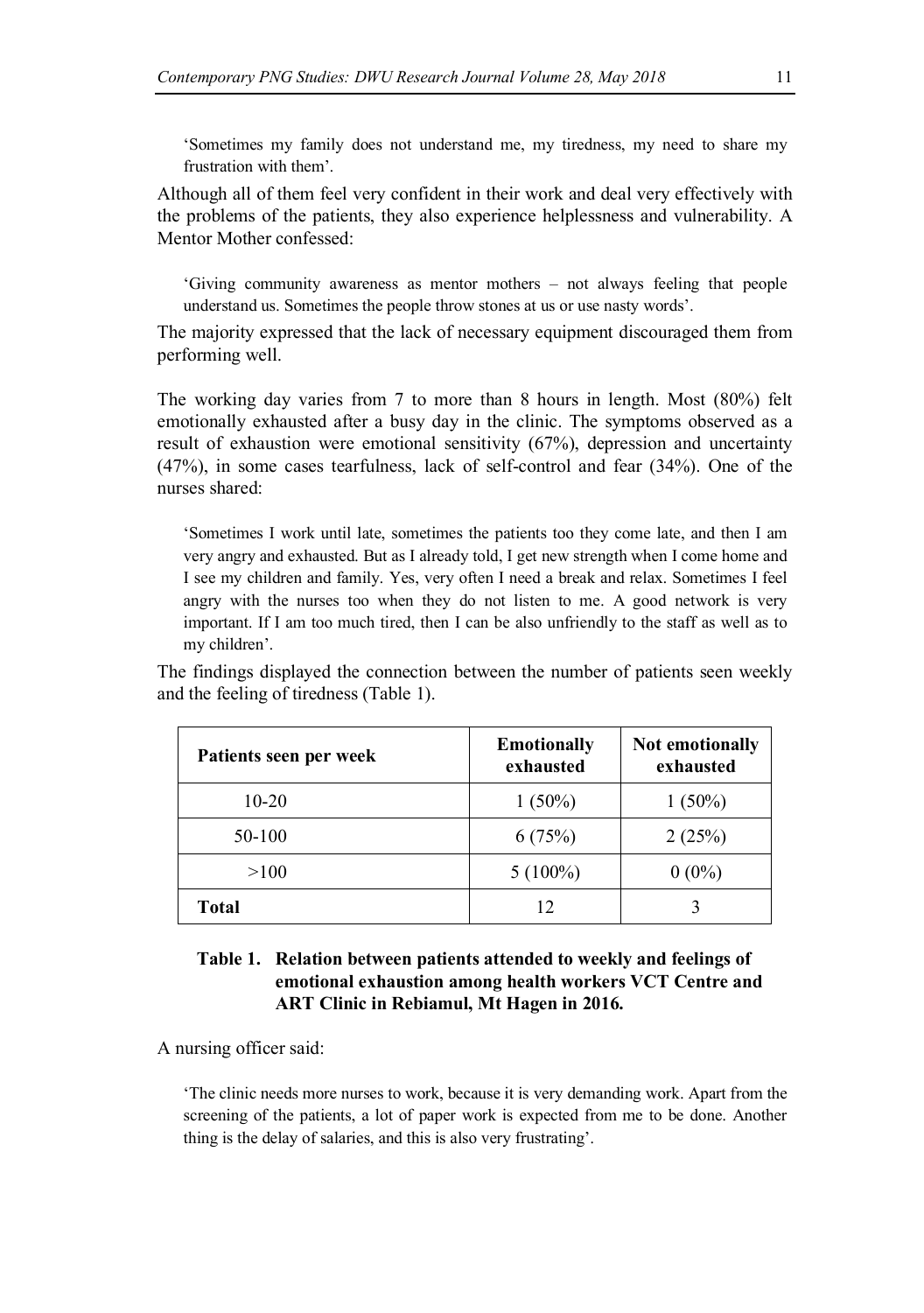> 'Sometimes my family does not understand me, my tiredness, my need to share my frustration with them'.

Although all of them feel very confident in their work and deal very effectively with the problems of the patients, they also experience helplessness and vulnerability. A Mentor Mother confessed:

> 'Giving community awareness as mentor mothers – not always feeling that people understand us. Sometimes the people throw stones at us or use nasty words'.

The majority expressed that the lack of necessary equipment discouraged them from performing well.

The working day varies from 7 to more than 8 hours in length. Most (80%) felt emotionally exhausted after a busy day in the clinic. The symptoms observed as a result of exhaustion were emotional sensitivity (67%), depression and uncertainty (47%), in some cases tearfulness, lack of self-control and fear (34%). One of the nurses shared:

> 'Sometimes I work until late, sometimes the patients too they come late, and then I am very angry and exhausted. But as I already told, I get new strength when I come home and I see my children and family. Yes, very often I need a break and relax. Sometimes I feel angry with the nurses too when they do not listen to me. A good network is very important. If I am too much tired, then I can be also unfriendly to the staff as well as to my children'.

The findings displayed the connection between the number of patients seen weekly and the feeling of tiredness (Table 1).

| Patients seen per week | Emotionally exhausted | Not emotionally exhausted |
|---|---|---|
| 10-20 | 1 (50%) | 1 (50%) |
| 50-100 | 6 (75%) | 2 (25%) |
| >100 | 5 (100%) | 0 (0%) |
| **Total** | 12 | 3 |

**Table 1. Relation between patients attended to weekly and feelings of emotional exhaustion among health workers VCT Centre and ART Clinic in Rebiamul, Mt Hagen in 2016.**

A nursing officer said:

> 'The clinic needs more nurses to work, because it is very demanding work. Apart from the screening of the patients, a lot of paper work is expected from me to be done. Another thing is the delay of salaries, and this is also very frustrating'.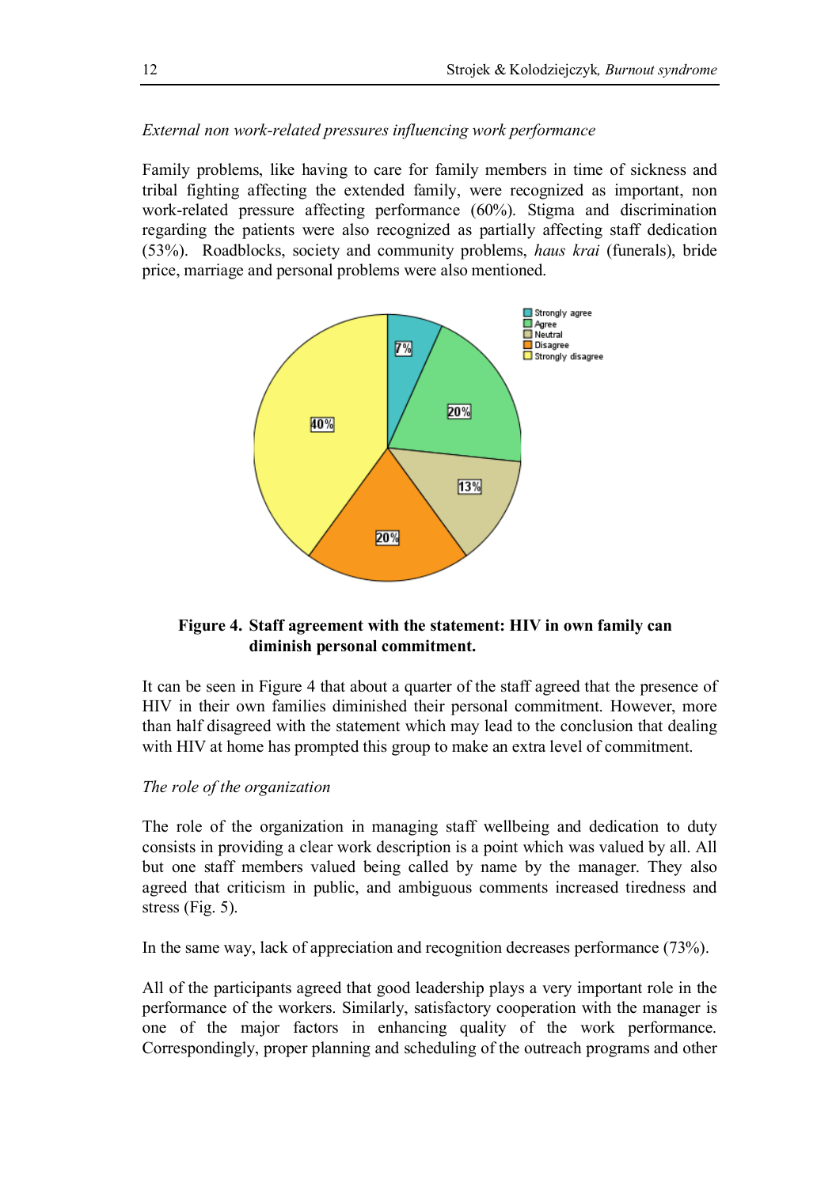*External non work-related pressures influencing work performance*

Family problems, like having to care for family members in time of sickness and tribal fighting affecting the extended family, were recognized as important, non work-related pressure affecting performance (60%). Stigma and discrimination regarding the patients were also recognized as partially affecting staff dedication (53%). Roadblocks, society and community problems, *haus krai* (funerals), bride price, marriage and personal problems were also mentioned.

**Figure 4. Staff agreement with the statement: HIV in own family can diminish personal commitment.**

It can be seen in Figure 4 that about a quarter of the staff agreed that the presence of HIV in their own families diminished their personal commitment. However, more than half disagreed with the statement which may lead to the conclusion that dealing with HIV at home has prompted this group to make an extra level of commitment.

*The role of the organization*

The role of the organization in managing staff wellbeing and dedication to duty consists in providing a clear work description is a point which was valued by all. All but one staff members valued being called by name by the manager. They also agreed that criticism in public, and ambiguous comments increased tiredness and stress (Fig. 5).

In the same way, lack of appreciation and recognition decreases performance (73%).

All of the participants agreed that good leadership plays a very important role in the performance of the workers. Similarly, satisfactory cooperation with the manager is one of the major factors in enhancing quality of the work performance. Correspondingly, proper planning and scheduling of the outreach programs and other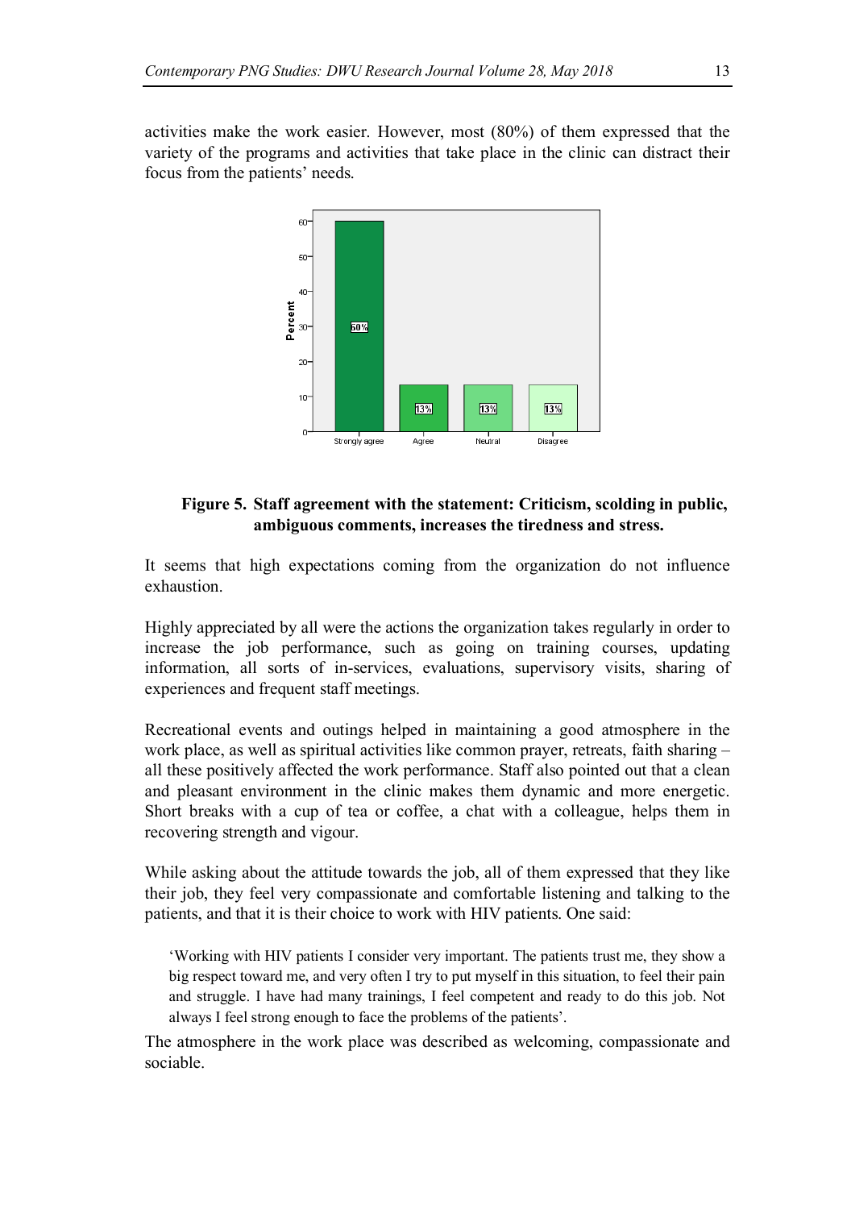activities make the work easier. However, most (80%) of them expressed that the variety of the programs and activities that take place in the clinic can distract their focus from the patients' needs.

**Figure 5. Staff agreement with the statement: Criticism, scolding in public, ambiguous comments, increases the tiredness and stress.**

It seems that high expectations coming from the organization do not influence exhaustion.

Highly appreciated by all were the actions the organization takes regularly in order to increase the job performance, such as going on training courses, updating information, all sorts of in-services, evaluations, supervisory visits, sharing of experiences and frequent staff meetings.

Recreational events and outings helped in maintaining a good atmosphere in the work place, as well as spiritual activities like common prayer, retreats, faith sharing – all these positively affected the work performance. Staff also pointed out that a clean and pleasant environment in the clinic makes them dynamic and more energetic. Short breaks with a cup of tea or coffee, a chat with a colleague, helps them in recovering strength and vigour.

While asking about the attitude towards the job, all of them expressed that they like their job, they feel very compassionate and comfortable listening and talking to the patients, and that it is their choice to work with HIV patients. One said:

> 'Working with HIV patients I consider very important. The patients trust me, they show a big respect toward me, and very often I try to put myself in this situation, to feel their pain and struggle. I have had many trainings, I feel competent and ready to do this job. Not always I feel strong enough to face the problems of the patients'.

The atmosphere in the work place was described as welcoming, compassionate and sociable.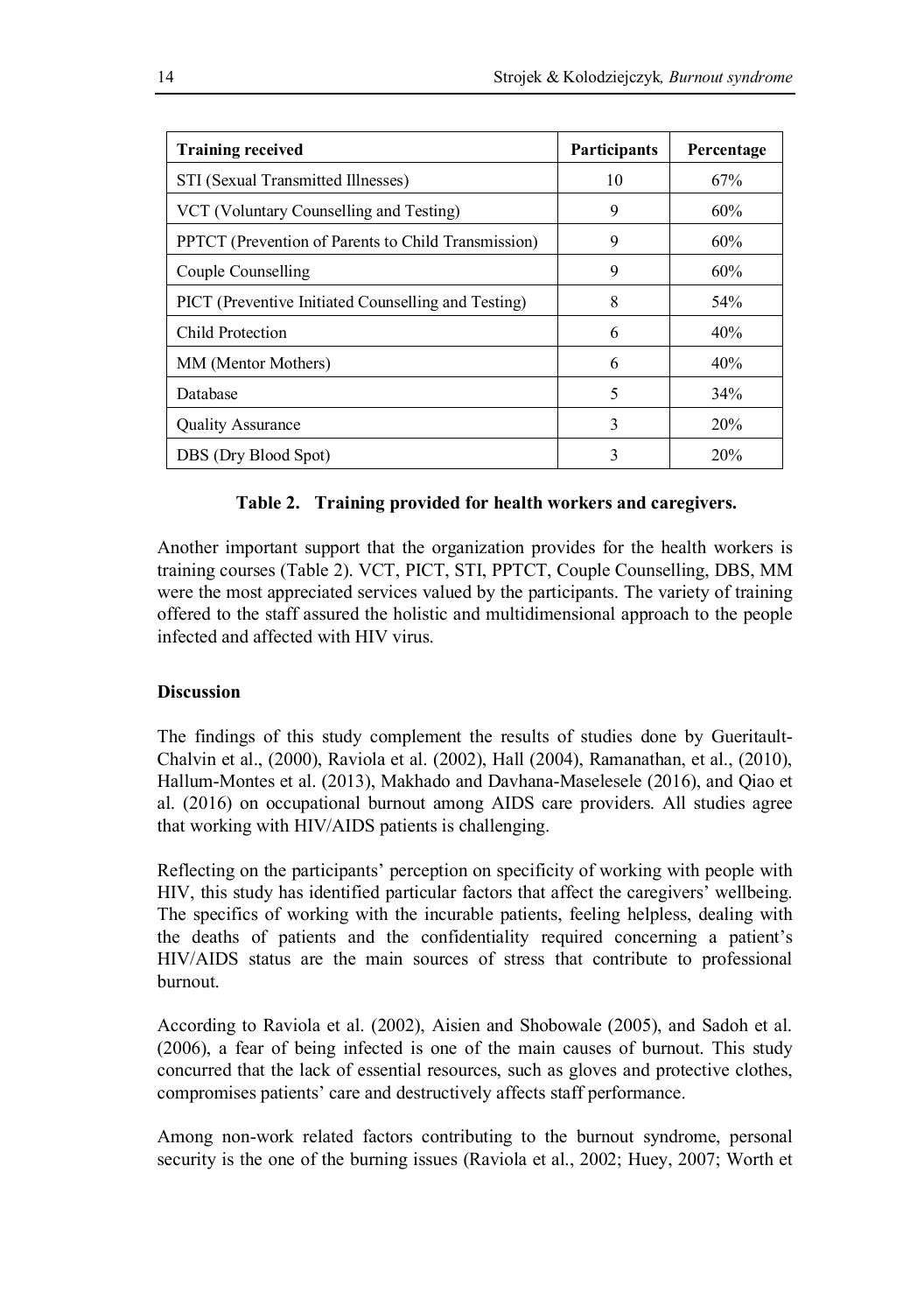| Training received | Participants | Percentage |
| --- | --- | --- |
| STI (Sexual Transmitted Illnesses) | 10 | 67% |
| VCT (Voluntary Counselling and Testing) | 9 | 60% |
| PPTCT (Prevention of Parents to Child Transmission) | 9 | 60% |
| Couple Counselling | 9 | 60% |
| PICT (Preventive Initiated Counselling and Testing) | 8 | 54% |
| Child Protection | 6 | 40% |
| MM (Mentor Mothers) | 6 | 40% |
| Database | 5 | 34% |
| Quality Assurance | 3 | 20% |
| DBS (Dry Blood Spot) | 3 | 20% |

**Table 2. Training provided for health workers and caregivers.**

Another important support that the organization provides for the health workers is training courses (Table 2). VCT, PICT, STI, PPTCT, Couple Counselling, DBS, MM were the most appreciated services valued by the participants. The variety of training offered to the staff assured the holistic and multidimensional approach to the people infected and affected with HIV virus.

**Discussion**

The findings of this study complement the results of studies done by Gueritault-Chalvin et al., (2000), Raviola et al. (2002), Hall (2004), Ramanathan, et al., (2010), Hallum-Montes et al. (2013), Makhado and Davhana-Maselesele (2016), and Qiao et al. (2016) on occupational burnout among AIDS care providers. All studies agree that working with HIV/AIDS patients is challenging.

Reflecting on the participants' perception on specificity of working with people with HIV, this study has identified particular factors that affect the caregivers' wellbeing. The specifics of working with the incurable patients, feeling helpless, dealing with the deaths of patients and the confidentiality required concerning a patient's HIV/AIDS status are the main sources of stress that contribute to professional burnout.

According to Raviola et al. (2002), Aisien and Shobowale (2005), and Sadoh et al. (2006), a fear of being infected is one of the main causes of burnout. This study concurred that the lack of essential resources, such as gloves and protective clothes, compromises patients' care and destructively affects staff performance.

Among non-work related factors contributing to the burnout syndrome, personal security is the one of the burning issues (Raviola et al., 2002; Huey, 2007; Worth et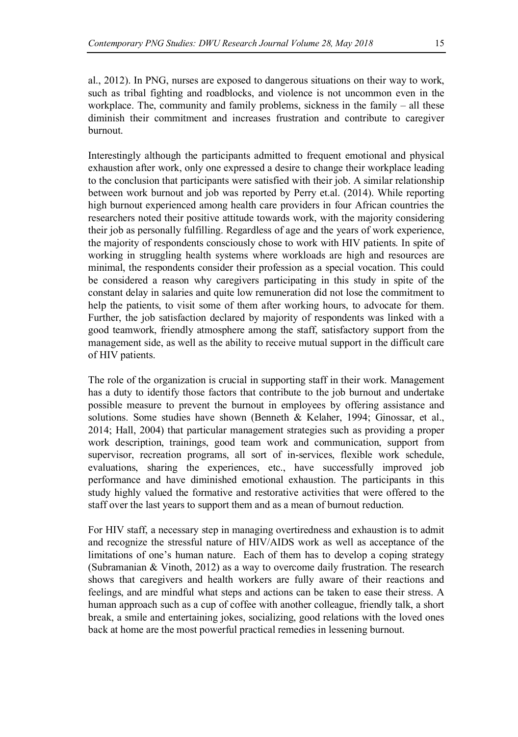al., 2012). In PNG, nurses are exposed to dangerous situations on their way to work, such as tribal fighting and roadblocks, and violence is not uncommon even in the workplace. The, community and family problems, sickness in the family – all these diminish their commitment and increases frustration and contribute to caregiver burnout.

Interestingly although the participants admitted to frequent emotional and physical exhaustion after work, only one expressed a desire to change their workplace leading to the conclusion that participants were satisfied with their job. A similar relationship between work burnout and job was reported by Perry et.al. (2014). While reporting high burnout experienced among health care providers in four African countries the researchers noted their positive attitude towards work, with the majority considering their job as personally fulfilling. Regardless of age and the years of work experience, the majority of respondents consciously chose to work with HIV patients. In spite of working in struggling health systems where workloads are high and resources are minimal, the respondents consider their profession as a special vocation. This could be considered a reason why caregivers participating in this study in spite of the constant delay in salaries and quite low remuneration did not lose the commitment to help the patients, to visit some of them after working hours, to advocate for them. Further, the job satisfaction declared by majority of respondents was linked with a good teamwork, friendly atmosphere among the staff, satisfactory support from the management side, as well as the ability to receive mutual support in the difficult care of HIV patients.

The role of the organization is crucial in supporting staff in their work. Management has a duty to identify those factors that contribute to the job burnout and undertake possible measure to prevent the burnout in employees by offering assistance and solutions. Some studies have shown (Benneth & Kelaher, 1994; Ginossar, et al., 2014; Hall, 2004) that particular management strategies such as providing a proper work description, trainings, good team work and communication, support from supervisor, recreation programs, all sort of in-services, flexible work schedule, evaluations, sharing the experiences, etc., have successfully improved job performance and have diminished emotional exhaustion. The participants in this study highly valued the formative and restorative activities that were offered to the staff over the last years to support them and as a mean of burnout reduction.

For HIV staff, a necessary step in managing overtiredness and exhaustion is to admit and recognize the stressful nature of HIV/AIDS work as well as acceptance of the limitations of one's human nature. Each of them has to develop a coping strategy (Subramanian & Vinoth, 2012) as a way to overcome daily frustration. The research shows that caregivers and health workers are fully aware of their reactions and feelings, and are mindful what steps and actions can be taken to ease their stress. A human approach such as a cup of coffee with another colleague, friendly talk, a short break, a smile and entertaining jokes, socializing, good relations with the loved ones back at home are the most powerful practical remedies in lessening burnout.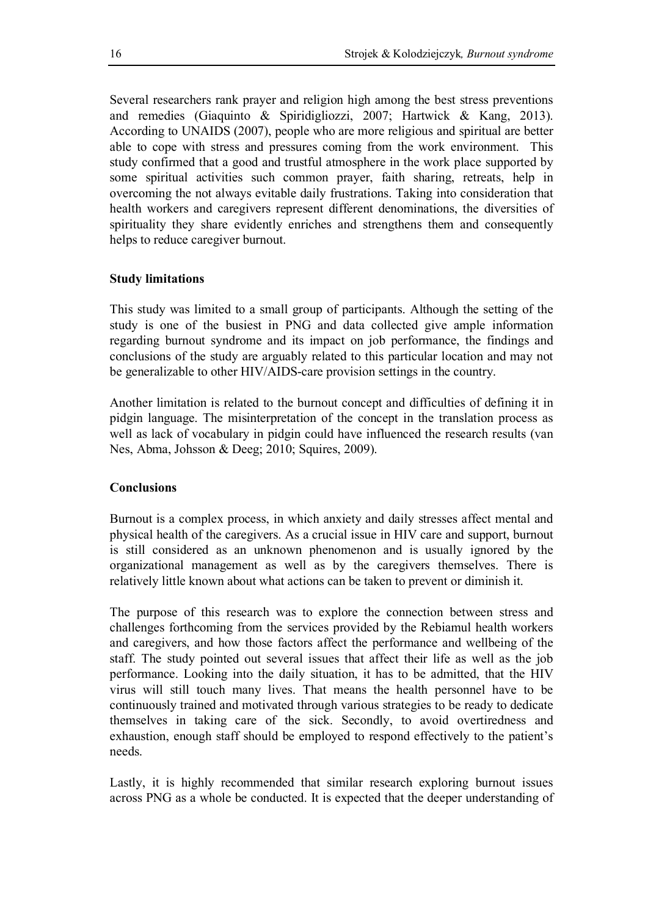Several researchers rank prayer and religion high among the best stress preventions and remedies (Giaquinto & Spiridigliozzi, 2007; Hartwick & Kang, 2013). According to UNAIDS (2007), people who are more religious and spiritual are better able to cope with stress and pressures coming from the work environment. This study confirmed that a good and trustful atmosphere in the work place supported by some spiritual activities such common prayer, faith sharing, retreats, help in overcoming the not always evitable daily frustrations. Taking into consideration that health workers and caregivers represent different denominations, the diversities of spirituality they share evidently enriches and strengthens them and consequently helps to reduce caregiver burnout.

**Study limitations**

This study was limited to a small group of participants. Although the setting of the study is one of the busiest in PNG and data collected give ample information regarding burnout syndrome and its impact on job performance, the findings and conclusions of the study are arguably related to this particular location and may not be generalizable to other HIV/AIDS-care provision settings in the country.

Another limitation is related to the burnout concept and difficulties of defining it in pidgin language. The misinterpretation of the concept in the translation process as well as lack of vocabulary in pidgin could have influenced the research results (van Nes, Abma, Johsson & Deeg; 2010; Squires, 2009).

**Conclusions**

Burnout is a complex process, in which anxiety and daily stresses affect mental and physical health of the caregivers. As a crucial issue in HIV care and support, burnout is still considered as an unknown phenomenon and is usually ignored by the organizational management as well as by the caregivers themselves. There is relatively little known about what actions can be taken to prevent or diminish it.

The purpose of this research was to explore the connection between stress and challenges forthcoming from the services provided by the Rebiamul health workers and caregivers, and how those factors affect the performance and wellbeing of the staff. The study pointed out several issues that affect their life as well as the job performance. Looking into the daily situation, it has to be admitted, that the HIV virus will still touch many lives. That means the health personnel have to be continuously trained and motivated through various strategies to be ready to dedicate themselves in taking care of the sick. Secondly, to avoid overtiredness and exhaustion, enough staff should be employed to respond effectively to the patient's needs.

Lastly, it is highly recommended that similar research exploring burnout issues across PNG as a whole be conducted. It is expected that the deeper understanding of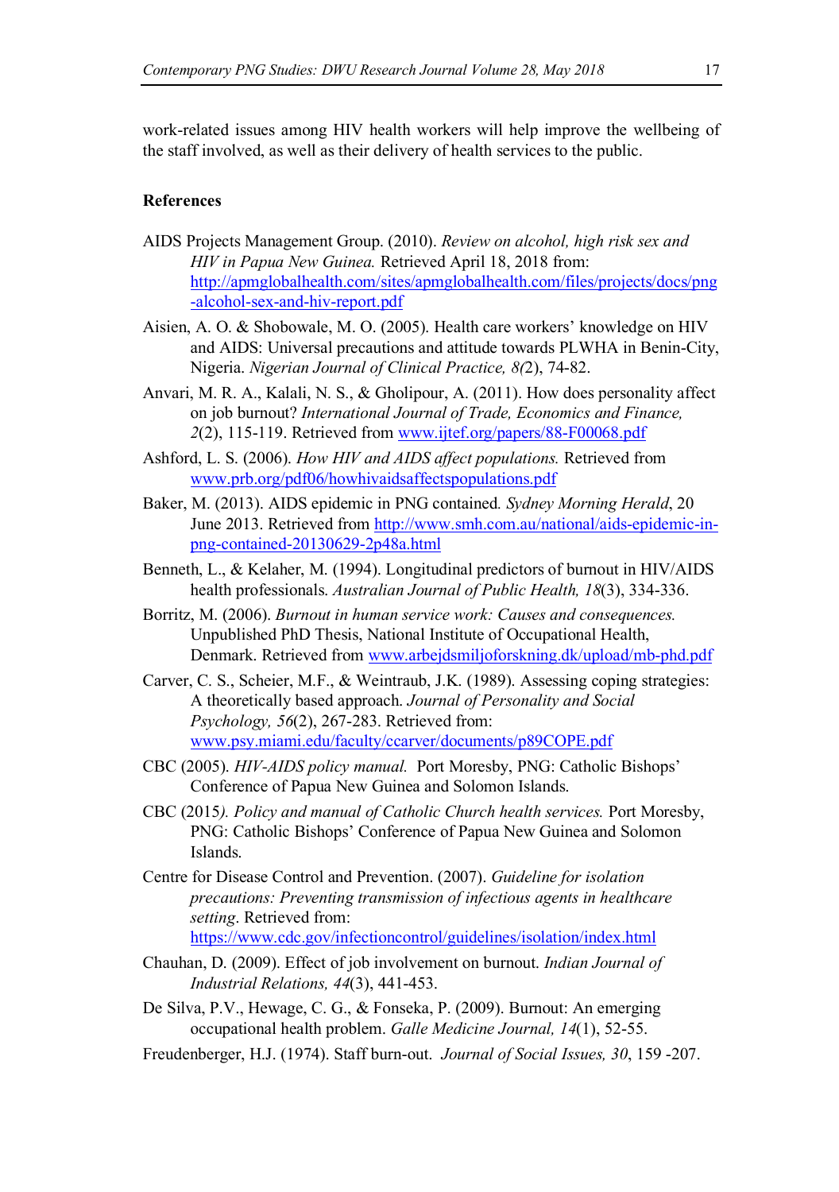work-related issues among HIV health workers will help improve the wellbeing of the staff involved, as well as their delivery of health services to the public.

**References**

AIDS Projects Management Group. (2010). *Review on alcohol, high risk sex and HIV in Papua New Guinea.* Retrieved April 18, 2018 from: http://apmglobalhealth.com/sites/apmglobalhealth.com/files/projects/docs/png-alcohol-sex-and-hiv-report.pdf

Aisien, A. O. & Shobowale, M. O. (2005). Health care workers' knowledge on HIV and AIDS: Universal precautions and attitude towards PLWHA in Benin-City, Nigeria. *Nigerian Journal of Clinical Practice, 8(*2), 74-82.

Anvari, M. R. A., Kalali, N. S., & Gholipour, A. (2011). How does personality affect on job burnout? *International Journal of Trade, Economics and Finance, 2*(2), 115-119. Retrieved from www.ijtef.org/papers/88-F00068.pdf

Ashford, L. S. (2006). *How HIV and AIDS affect populations.* Retrieved from www.prb.org/pdf06/howhivaidsaffectspopulations.pdf

Baker, M. (2013). AIDS epidemic in PNG contained*. Sydney Morning Herald*, 20 June 2013. Retrieved from http://www.smh.com.au/national/aids-epidemic-in-png-contained-20130629-2p48a.html

Benneth, L., & Kelaher, M. (1994). Longitudinal predictors of burnout in HIV/AIDS health professionals. *Australian Journal of Public Health, 18*(3), 334-336.

Borritz, M. (2006). *Burnout in human service work: Causes and consequences.* Unpublished PhD Thesis, National Institute of Occupational Health, Denmark. Retrieved from www.arbejdsmiljoforskning.dk/upload/mb-phd.pdf

Carver, C. S., Scheier, M.F., & Weintraub, J.K. (1989). Assessing coping strategies: A theoretically based approach. *Journal of Personality and Social Psychology, 56*(2), 267-283. Retrieved from: www.psy.miami.edu/faculty/ccarver/documents/p89COPE.pdf

CBC (2005). *HIV-AIDS policy manual.* Port Moresby, PNG: Catholic Bishops' Conference of Papua New Guinea and Solomon Islands.

CBC (2015*). Policy and manual of Catholic Church health services.* Port Moresby, PNG: Catholic Bishops' Conference of Papua New Guinea and Solomon Islands.

Centre for Disease Control and Prevention. (2007). *Guideline for isolation precautions: Preventing transmission of infectious agents in healthcare setting*. Retrieved from: https://www.cdc.gov/infectioncontrol/guidelines/isolation/index.html

Chauhan, D. (2009). Effect of job involvement on burnout. *Indian Journal of Industrial Relations, 44*(3), 441-453.

De Silva, P.V., Hewage, C. G., & Fonseka, P. (2009). Burnout: An emerging occupational health problem. *Galle Medicine Journal, 14*(1), 52-55.

Freudenberger, H.J. (1974). Staff burn-out. *Journal of Social Issues, 30*, 159 -207.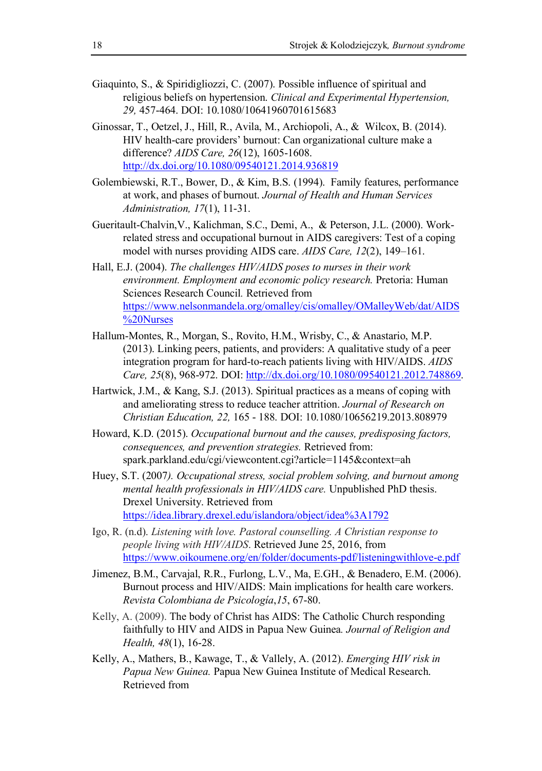Giaquinto, S., & Spiridigliozzi, C. (2007). Possible influence of spiritual and religious beliefs on hypertension. *Clinical and Experimental Hypertension, 29,* 457-464. DOI: 10.1080/10641960701615683

Ginossar, T., Oetzel, J., Hill, R., Avila, M., Archiopoli, A., & Wilcox, B. (2014). HIV health-care providers' burnout: Can organizational culture make a difference? *AIDS Care, 26*(12), 1605-1608. http://dx.doi.org/10.1080/09540121.2014.936819

Golembiewski, R.T., Bower, D., & Kim, B.S. (1994). Family features, performance at work, and phases of burnout. *Journal of Health and Human Services Administration, 17*(1), 11-31.

Gueritault-Chalvin,V., Kalichman, S.C., Demi, A., & Peterson, J.L. (2000). Work-related stress and occupational burnout in AIDS caregivers: Test of a coping model with nurses providing AIDS care. *AIDS Care, 12*(2), 149–161.

Hall, E.J. (2004). *The challenges HIV/AIDS poses to nurses in their work environment. Employment and economic policy research.* Pretoria: Human Sciences Research Council. Retrieved from https://www.nelsonmandela.org/omalley/cis/omalley/OMalleyWeb/dat/AIDS%20Nurses

Hallum-Montes, R., Morgan, S., Rovito, H.M., Wrisby, C., & Anastario, M.P. (2013). Linking peers, patients, and providers: A qualitative study of a peer integration program for hard-to-reach patients living with HIV/AIDS. *AIDS Care, 25*(8), 968-972. DOI: http://dx.doi.org/10.1080/09540121.2012.748869.

Hartwick, J.M., & Kang, S.J. (2013). Spiritual practices as a means of coping with and ameliorating stress to reduce teacher attrition. *Journal of Research on Christian Education, 22,* 165 - 188. DOI: 10.1080/10656219.2013.808979

Howard, K.D. (2015). *Occupational burnout and the causes, predisposing factors, consequences, and prevention strategies.* Retrieved from: spark.parkland.edu/cgi/viewcontent.cgi?article=1145&context=ah

Huey, S.T. (2007*). Occupational stress, social problem solving, and burnout among mental health professionals in HIV/AIDS care.* Unpublished PhD thesis. Drexel University. Retrieved from https://idea.library.drexel.edu/islandora/object/idea%3A1792

Igo, R. (n.d). *Listening with love. Pastoral counselling. A Christian response to people living with HIV/AIDS.* Retrieved June 25, 2016, from https://www.oikoumene.org/en/folder/documents-pdf/listeningwithlove-e.pdf

Jimenez, B.M., Carvajal, R.R., Furlong, L.V., Ma, E.GH., & Benadero, E.M. (2006). Burnout process and HIV/AIDS: Main implications for health care workers. *Revista Colombiana de Psicología*,*15*, 67-80.

Kelly, A. (2009). The body of Christ has AIDS: The Catholic Church responding faithfully to HIV and AIDS in Papua New Guinea*. Journal of Religion and Health, 48*(1), 16-28.

Kelly, A., Mathers, B., Kawage, T., & Vallely, A. (2012). *Emerging HIV risk in Papua New Guinea.* Papua New Guinea Institute of Medical Research. Retrieved from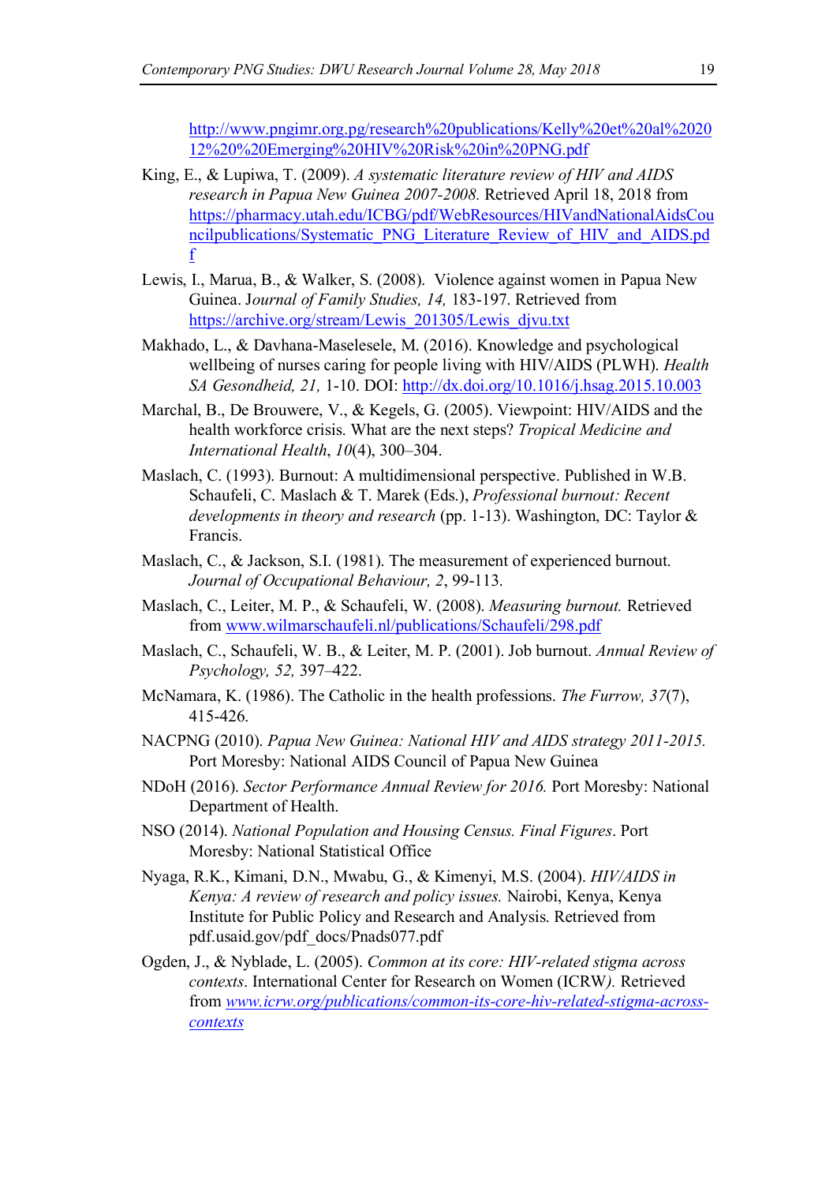http://www.pngimr.org.pg/research%20publications/Kelly%20et%20al%202012%20%20Emerging%20HIV%20Risk%20in%20PNG.pdf

King, E., & Lupiwa, T. (2009). *A systematic literature review of HIV and AIDS research in Papua New Guinea 2007-2008.* Retrieved April 18, 2018 from https://pharmacy.utah.edu/ICBG/pdf/WebResources/HIVandNationalAidsCouncilpublications/Systematic_PNG_Literature_Review_of_HIV_and_AIDS.pdf

Lewis, I., Marua, B., & Walker, S. (2008). Violence against women in Papua New Guinea. J*ournal of Family Studies, 14,* 183-197. Retrieved from https://archive.org/stream/Lewis_201305/Lewis_djvu.txt

Makhado, L., & Davhana-Maselesele, M. (2016). Knowledge and psychological wellbeing of nurses caring for people living with HIV/AIDS (PLWH). *Health SA Gesondheid, 21,* 1-10. DOI: http://dx.doi.org/10.1016/j.hsag.2015.10.003

Marchal, B., De Brouwere, V., & Kegels, G. (2005). Viewpoint: HIV/AIDS and the health workforce crisis. What are the next steps? *Tropical Medicine and International Health*, *10*(4), 300–304.

Maslach, C. (1993). Burnout: A multidimensional perspective. Published in W.B. Schaufeli, C. Maslach & T. Marek (Eds.), *Professional burnout: Recent developments in theory and research* (pp. 1-13). Washington, DC: Taylor & Francis.

Maslach, C., & Jackson, S.I. (1981). The measurement of experienced burnout. *Journal of Occupational Behaviour, 2*, 99-113.

Maslach, C., Leiter, M. P., & Schaufeli, W. (2008). *Measuring burnout.* Retrieved from www.wilmarschaufeli.nl/publications/Schaufeli/298.pdf

Maslach, C., Schaufeli, W. B., & Leiter, M. P. (2001). Job burnout. *Annual Review of Psychology, 52,* 397–422.

McNamara, K. (1986). The Catholic in the health professions. *The Furrow, 37*(7), 415-426.

NACPNG (2010). *Papua New Guinea: National HIV and AIDS strategy 2011-2015.* Port Moresby: National AIDS Council of Papua New Guinea

NDoH (2016). *Sector Performance Annual Review for 2016.* Port Moresby: National Department of Health.

NSO (2014). *National Population and Housing Census. Final Figures*. Port Moresby: National Statistical Office

Nyaga, R.K., Kimani, D.N., Mwabu, G., & Kimenyi, M.S. (2004). *HIV/AIDS in Kenya: A review of research and policy issues.* Nairobi, Kenya, Kenya Institute for Public Policy and Research and Analysis. Retrieved from pdf.usaid.gov/pdf_docs/Pnads077.pdf

Ogden, J., & Nyblade, L. (2005). *Common at its core: HIV-related stigma across contexts*. International Center for Research on Women (ICRW*).* Retrieved from *www.icrw.org/publications/common-its-core-hiv-related-stigma-across-contexts*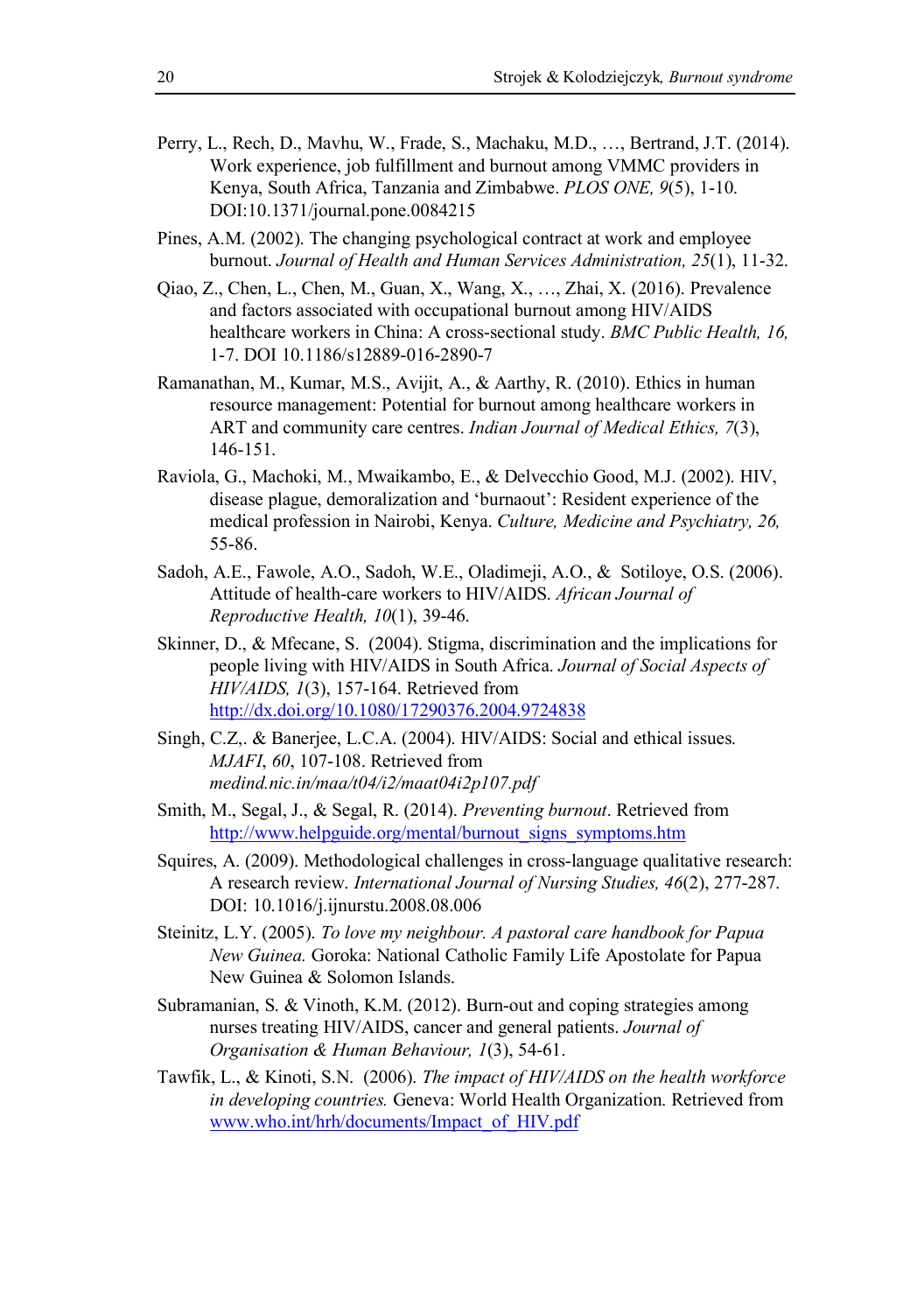Perry, L., Rech, D., Mavhu, W., Frade, S., Machaku, M.D., …, Bertrand, J.T. (2014). Work experience, job fulfillment and burnout among VMMC providers in Kenya, South Africa, Tanzania and Zimbabwe. *PLOS ONE, 9*(5), 1-10. DOI:10.1371/journal.pone.0084215

Pines, A.M. (2002). The changing psychological contract at work and employee burnout. *Journal of Health and Human Services Administration, 25*(1), 11-32.

Qiao, Z., Chen, L., Chen, M., Guan, X., Wang, X., …, Zhai, X. (2016). Prevalence and factors associated with occupational burnout among HIV/AIDS healthcare workers in China: A cross-sectional study. *BMC Public Health, 16,* 1-7. DOI 10.1186/s12889-016-2890-7

Ramanathan, M., Kumar, M.S., Avijit, A., & Aarthy, R. (2010). Ethics in human resource management: Potential for burnout among healthcare workers in ART and community care centres. *Indian Journal of Medical Ethics, 7*(3), 146-151.

Raviola, G., Machoki, M., Mwaikambo, E., & Delvecchio Good, M.J. (2002). HIV, disease plague, demoralization and 'burnaout': Resident experience of the medical profession in Nairobi, Kenya. *Culture, Medicine and Psychiatry, 26,* 55-86.

Sadoh, A.E., Fawole, A.O., Sadoh, W.E., Oladimeji, A.O., & Sotiloye, O.S. (2006). Attitude of health-care workers to HIV/AIDS. *African Journal of Reproductive Health, 10*(1), 39-46.

Skinner, D., & Mfecane, S. (2004). Stigma, discrimination and the implications for people living with HIV/AIDS in South Africa. *Journal of Social Aspects of HIV/AIDS, 1*(3), 157-164. Retrieved from http://dx.doi.org/10.1080/17290376.2004.9724838

Singh, C.Z,. & Banerjee, L.C.A. (2004). HIV/AIDS: Social and ethical issues. *MJAFI*, *60*, 107-108. Retrieved from *medind.nic.in/maa/t04/i2/maat04i2p107.pdf*

Smith, M., Segal, J., & Segal, R. (2014). *Preventing burnout*. Retrieved from http://www.helpguide.org/mental/burnout_signs_symptoms.htm

Squires, A. (2009). Methodological challenges in cross-language qualitative research: A research review. *International Journal of Nursing Studies, 46*(2), 277-287. DOI: 10.1016/j.ijnurstu.2008.08.006

Steinitz, L.Y. (2005). *To love my neighbour. A pastoral care handbook for Papua New Guinea.* Goroka: National Catholic Family Life Apostolate for Papua New Guinea & Solomon Islands.

Subramanian, S. & Vinoth, K.M. (2012). Burn-out and coping strategies among nurses treating HIV/AIDS, cancer and general patients. *Journal of Organisation & Human Behaviour, 1*(3), 54-61.

Tawfik, L., & Kinoti, S.N. (2006). *The impact of HIV/AIDS on the health workforce in developing countries.* Geneva: World Health Organization. Retrieved from www.who.int/hrh/documents/Impact_of_HIV.pdf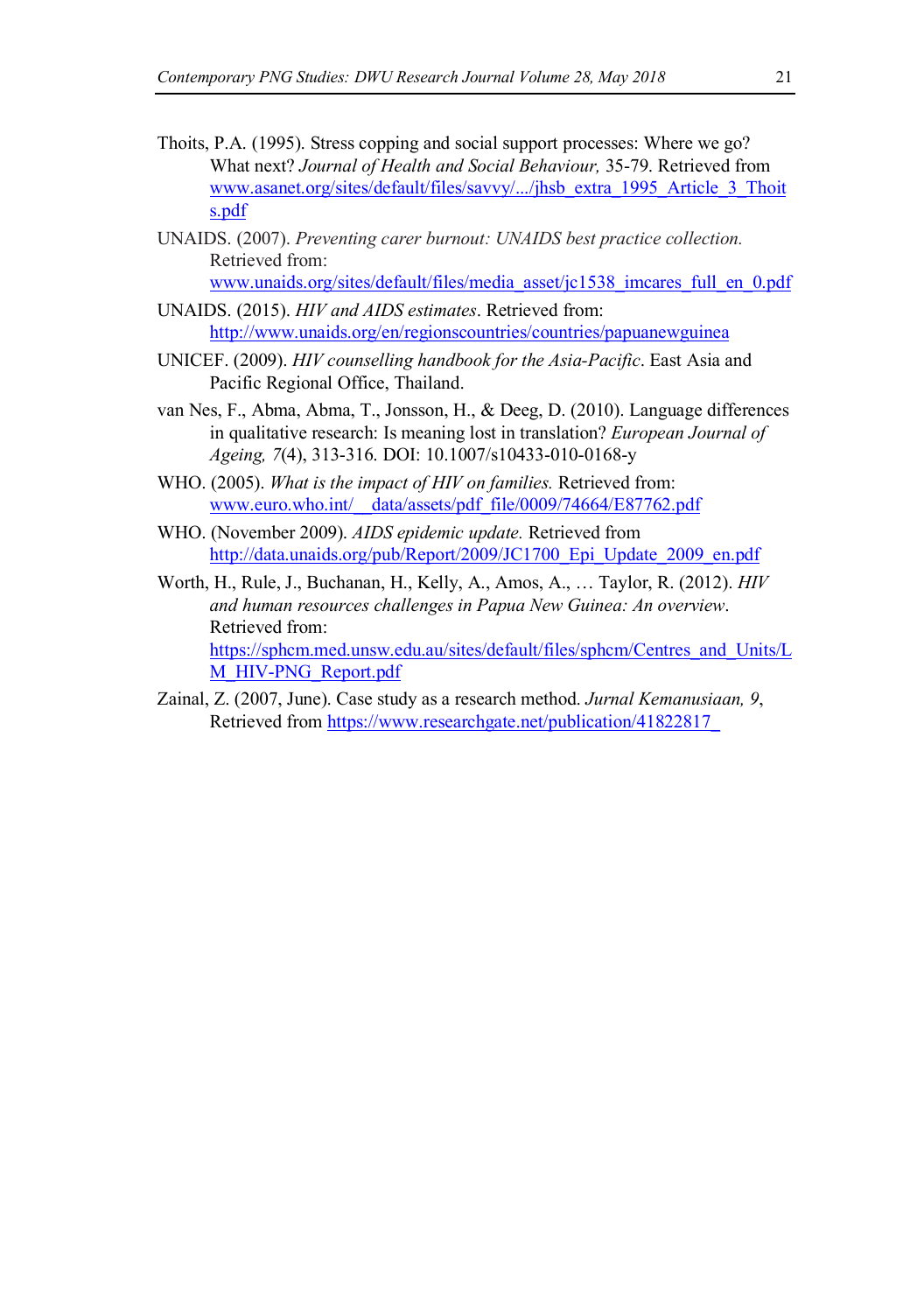Thoits, P.A. (1995). Stress copping and social support processes: Where we go? What next? *Journal of Health and Social Behaviour,* 35-79. Retrieved from www.asanet.org/sites/default/files/savvy/.../jhsb_extra_1995_Article_3_Thoits.pdf

UNAIDS. (2007). *Preventing carer burnout: UNAIDS best practice collection.* Retrieved from: www.unaids.org/sites/default/files/media_asset/jc1538_imcares_full_en_0.pdf

UNAIDS. (2015). *HIV and AIDS estimates*. Retrieved from: http://www.unaids.org/en/regionscountries/countries/papuanewguinea

UNICEF. (2009). *HIV counselling handbook for the Asia-Pacific*. East Asia and Pacific Regional Office, Thailand.

van Nes, F., Abma, Abma, T., Jonsson, H., & Deeg, D. (2010). Language differences in qualitative research: Is meaning lost in translation? *European Journal of Ageing, 7*(4), 313-316. DOI: 10.1007/s10433-010-0168-y

WHO. (2005). *What is the impact of HIV on families.* Retrieved from: www.euro.who.int/__data/assets/pdf_file/0009/74664/E87762.pdf

WHO. (November 2009). *AIDS epidemic update.* Retrieved from http://data.unaids.org/pub/Report/2009/JC1700_Epi_Update_2009_en.pdf

Worth, H., Rule, J., Buchanan, H., Kelly, A., Amos, A., … Taylor, R. (2012). *HIV and human resources challenges in Papua New Guinea: An overview*. Retrieved from: https://sphcm.med.unsw.edu.au/sites/default/files/sphcm/Centres_and_Units/LM_HIV-PNG_Report.pdf

Zainal, Z. (2007, June). Case study as a research method. *Jurnal Kemanusiaan, 9*, Retrieved from https://www.researchgate.net/publication/41822817_